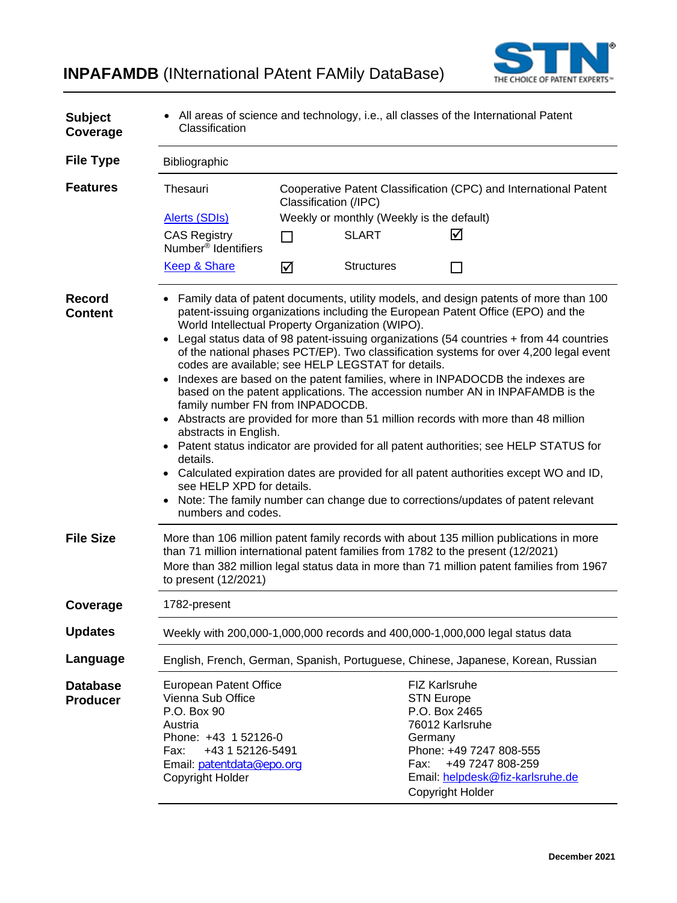# INPAFAMDB (INternational PAtent FAMily DataBase)

**Subject Coverage**

- All areas of science and technology, i.e., all classes of the International Patent Classification

**File Type**

Bibliographic

**Features**

| | | | |
|---|---|---|---|
| Thesauri | Cooperative Patent Classification (CPC) and International Patent Classification (/IPC) | | |
| Alerts (SDIs) | Weekly or monthly (Weekly is the default) | | |
| CAS Registry Number® Identifiers | ☐ | SLART | ☑ |
| Keep & Share | ☑ | Structures | ☐ |

**Record Content**

- Family data of patent documents, utility models, and design patents of more than 100 patent-issuing organizations including the European Patent Office (EPO) and the World Intellectual Property Organization (WIPO).
- Legal status data of 98 patent-issuing organizations (54 countries + from 44 countries of the national phases PCT/EP). Two classification systems for over 4,200 legal event codes are available; see HELP LEGSTAT for details.
- Indexes are based on the patent families, where in INPADOCDB the indexes are based on the patent applications. The accession number AN in INPAFAMDB is the family number FN from INPADOCDB.
- Abstracts are provided for more than 51 million records with more than 48 million abstracts in English.
- Patent status indicator are provided for all patent authorities; see HELP STATUS for details.
- Calculated expiration dates are provided for all patent authorities except WO and ID, see HELP XPD for details.
- Note: The family number can change due to corrections/updates of patent relevant numbers and codes.

**File Size**

More than 106 million patent family records with about 135 million publications in more than 71 million international patent families from 1782 to the present (12/2021)
More than 382 million legal status data in more than 71 million patent families from 1967 to present (12/2021)

**Coverage**

1782-present

**Updates**

Weekly with 200,000-1,000,000 records and 400,000-1,000,000 legal status data

**Language**

English, French, German, Spanish, Portuguese, Chinese, Japanese, Korean, Russian

**Database Producer**

European Patent Office
Vienna Sub Office
P.O. Box 90
Austria
Phone: +43 1 52126-0
Fax: +43 1 52126-5491
Email: patentdata@epo.org
Copyright Holder

FIZ Karlsruhe
STN Europe
P.O. Box 2465
76012 Karlsruhe
Germany
Phone: +49 7247 808-555
Fax: +49 7247 808-259
Email: helpdesk@fiz-karlsruhe.de
Copyright Holder

December 2021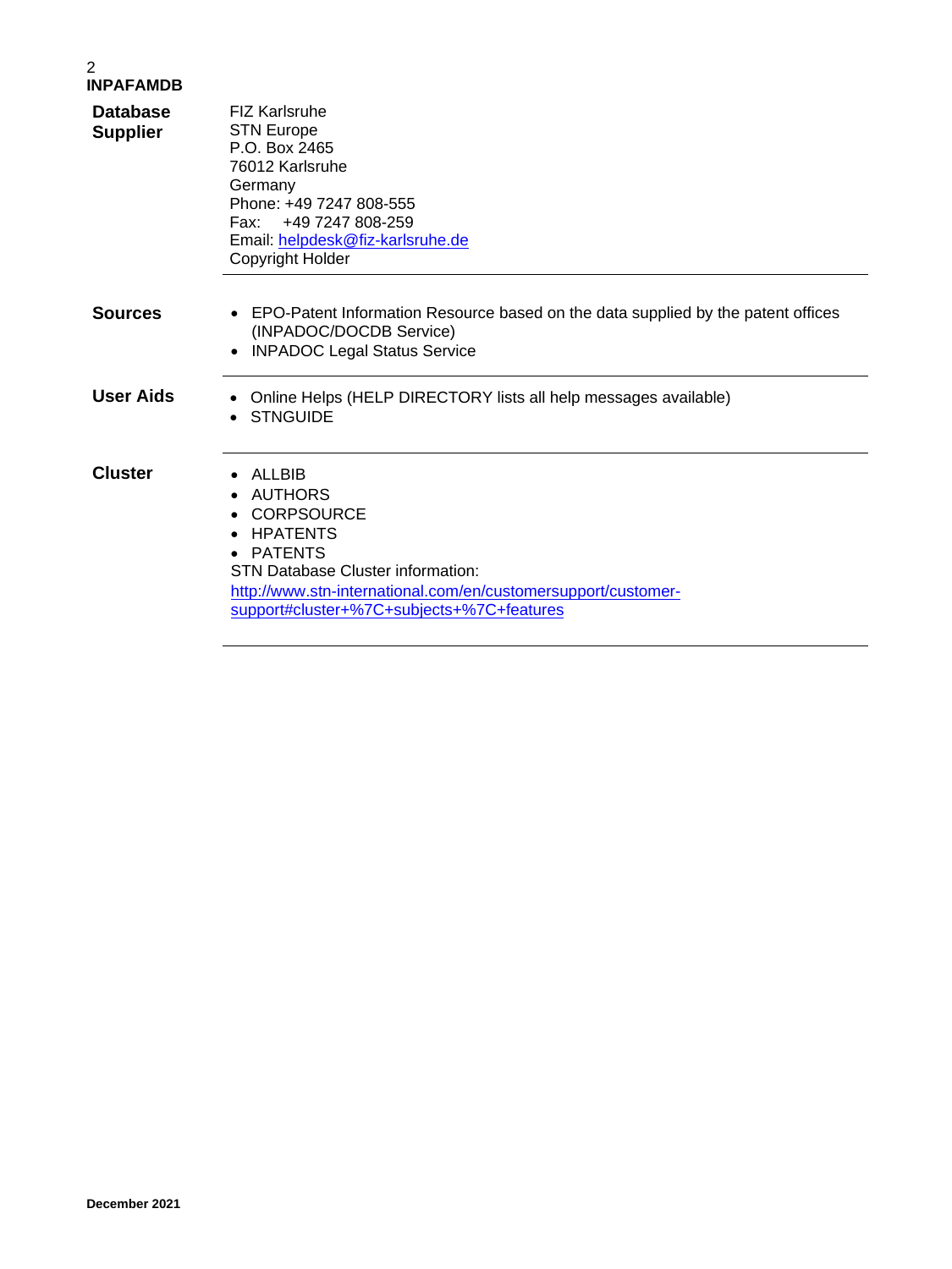| | |
|---|---|
| **Database Supplier** | FIZ Karlsruhe<br>STN Europe<br>P.O. Box 2465<br>76012 Karlsruhe<br>Germany<br>Phone: +49 7247 808-555<br>Fax: +49 7247 808-259<br>Email: helpdesk@fiz-karlsruhe.de<br>Copyright Holder |
| **Sources** | • EPO-Patent Information Resource based on the data supplied by the patent offices (INPADOC/DOCDB Service)<br>• INPADOC Legal Status Service |
| **User Aids** | • Online Helps (HELP DIRECTORY lists all help messages available)<br>• STNGUIDE |
| **Cluster** | • ALLBIB<br>• AUTHORS<br>• CORPSOURCE<br>• HPATENTS<br>• PATENTS<br>STN Database Cluster information:<br>http://www.stn-international.com/en/customersupport/customer-support#cluster+%7C+subjects+%7C+features |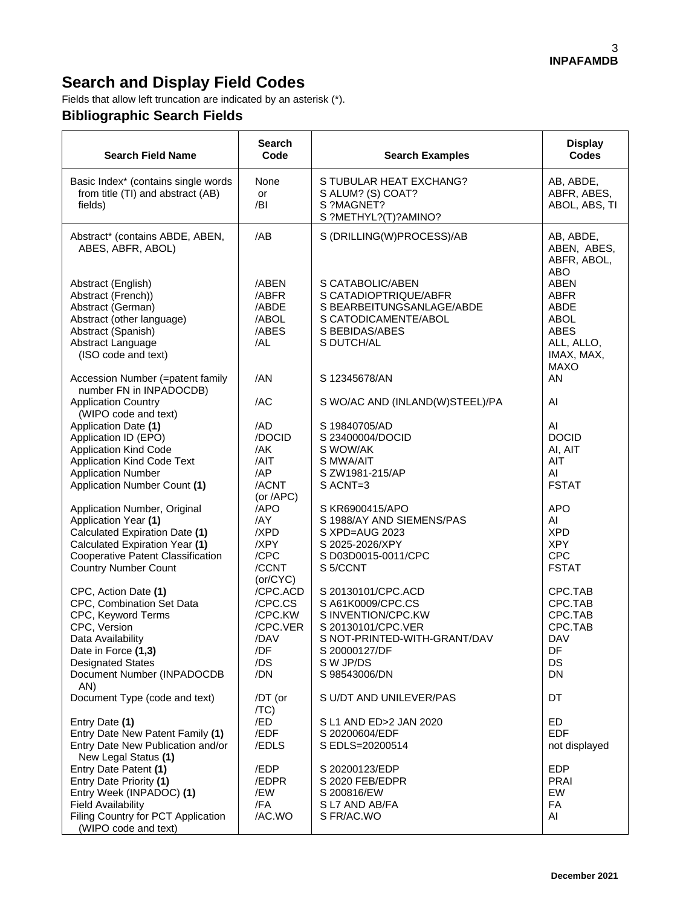# Search and Display Field Codes

Fields that allow left truncation are indicated by an asterisk (*).

## Bibliographic Search Fields

| Search Field Name | Search Code | Search Examples | Display Codes |
|---|---|---|---|
| Basic Index* (contains single words from title (TI) and abstract (AB) fields) | None or /BI | S TUBULAR HEAT EXCHANG?<br>S ALUM? (S) COAT?<br>S ?MAGNET?<br>S ?METHYL?(T)?AMINO? | AB, ABDE, ABFR, ABES, ABOL, ABS, TI |
| Abstract* (contains ABDE, ABEN, ABES, ABFR, ABOL) | /AB | S (DRILLING(W)PROCESS)/AB | AB, ABDE, ABEN, ABES, ABFR, ABOL, ABO |
| Abstract (English) | /ABEN | S CATABOLIC/ABEN | ABEN |
| Abstract (French)) | /ABFR | S CATADIOPTRIQUE/ABFR | ABFR |
| Abstract (German) | /ABDE | S BEARBEITUNGSANLAGE/ABDE | ABDE |
| Abstract (other language) | /ABOL | S CATODICAMENTE/ABOL | ABOL |
| Abstract (Spanish) | /ABES | S BEBIDAS/ABES | ABES |
| Abstract Language (ISO code and text) | /AL | S DUTCH/AL | ALL, ALLO, IMAX, MAX, MAXO |
| Accession Number (=patent family number FN in INPADOCDB) | /AN | S 12345678/AN | AN |
| Application Country (WIPO code and text) | /AC | S WO/AC AND (INLAND(W)STEEL)/PA | AI |
| Application Date **(1)** | /AD | S 19840705/AD | AI |
| Application ID (EPO) | /DOCID | S 23400004/DOCID | DOCID |
| Application Kind Code | /AK | S WOW/AK | AI, AIT |
| Application Kind Code Text | /AIT | S MWA/AIT | AIT |
| Application Number | /AP | S ZW1981-215/AP | AI |
| Application Number Count **(1)** | /ACNT (or /APC) | S ACNT=3 | FSTAT |
| Application Number, Original | /APO | S KR6900415/APO | APO |
| Application Year **(1)** | /AY | S 1988/AY AND SIEMENS/PAS | AI |
| Calculated Expiration Date **(1)** | /XPD | S XPD=AUG 2023 | XPD |
| Calculated Expiration Year **(1)** | /XPY | S 2025-2026/XPY | XPY |
| Cooperative Patent Classification | /CPC | S D03D0015-0011/CPC | CPC |
| Country Number Count | /CCNT (or/CYC) | S 5/CCNT | FSTAT |
| CPC, Action Date **(1)** | /CPC.ACD | S 20130101/CPC.ACD | CPC.TAB |
| CPC, Combination Set Data | /CPC.CS | S A61K0009/CPC.CS | CPC.TAB |
| CPC, Keyword Terms | /CPC.KW | S INVENTION/CPC.KW | CPC.TAB |
| CPC, Version | /CPC.VER | S 20130101/CPC.VER | CPC.TAB |
| Data Availability | /DAV | S NOT-PRINTED-WITH-GRANT/DAV | DAV |
| Date in Force **(1,3)** | /DF | S 20000127/DF | DF |
| Designated States | /DS | S W JP/DS | DS |
| Document Number (INPADOCDB AN) | /DN | S 98543006/DN | DN |
| Document Type (code and text) | /DT (or /TC) | S U/DT AND UNILEVER/PAS | DT |
| Entry Date **(1)** | /ED | S L1 AND ED>2 JAN 2020 | ED |
| Entry Date New Patent Family **(1)** | /EDF | S 20200604/EDF | EDF |
| Entry Date New Publication and/or New Legal Status **(1)** | /EDLS | S EDLS=20200514 | not displayed |
| Entry Date Patent **(1)** | /EDP | S 20200123/EDP | EDP |
| Entry Date Priority **(1)** | /EDPR | S 2020 FEB/EDPR | PRAI |
| Entry Week (INPADOC) **(1)** | /EW | S 200816/EW | EW |
| Field Availability | /FA | S L7 AND AB/FA | FA |
| Filing Country for PCT Application (WIPO code and text) | /AC.WO | S FR/AC.WO | AI |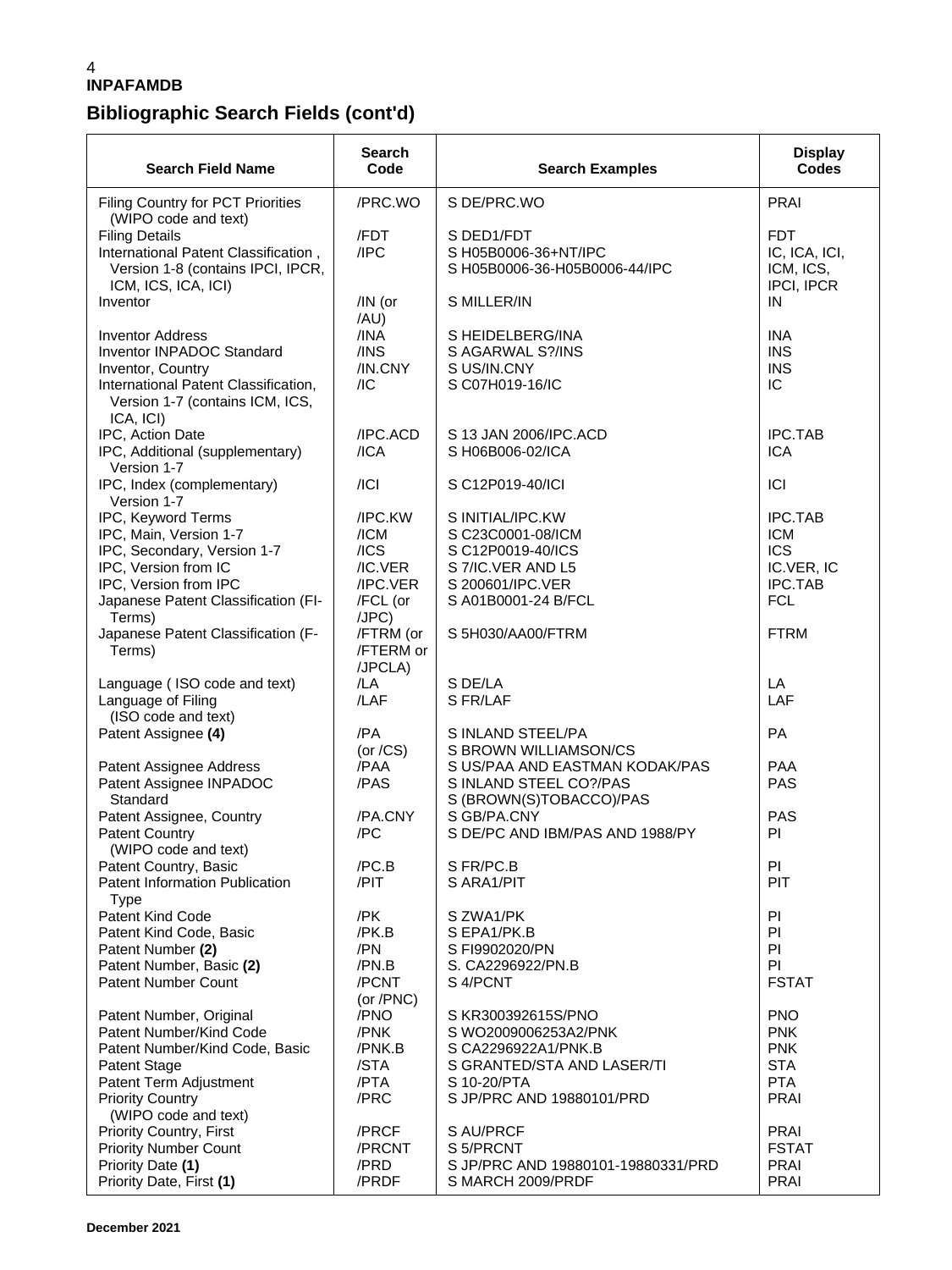## Bibliographic Search Fields (cont'd)

| Search Field Name | Search Code | Search Examples | Display Codes |
|---|---|---|---|
| Filing Country for PCT Priorities (WIPO code and text) | /PRC.WO | S DE/PRC.WO | PRAI |
| Filing Details | /FDT | S DED1/FDT | FDT |
| International Patent Classification , Version 1-8 (contains IPCI, IPCR, ICM, ICS, ICA, ICI) | /IPC | S H05B0006-36+NT/IPC<br>S H05B0006-36-H05B0006-44/IPC | IC, ICA, ICI, ICM, ICS, IPCI, IPCR |
| Inventor | /IN (or /AU) | S MILLER/IN | IN |
| Inventor Address | /INA | S HEIDELBERG/INA | INA |
| Inventor INPADOC Standard | /INS | S AGARWAL S?/INS | INS |
| Inventor, Country | /IN.CNY | S US/IN.CNY | INS |
| International Patent Classification, Version 1-7 (contains ICM, ICS, ICA, ICI) | /IC | S C07H019-16/IC | IC |
| IPC, Action Date | /IPC.ACD | S 13 JAN 2006/IPC.ACD | IPC.TAB |
| IPC, Additional (supplementary) Version 1-7 | /ICA | S H06B006-02/ICA | ICA |
| IPC, Index (complementary) Version 1-7 | /ICI | S C12P019-40/ICI | ICI |
| IPC, Keyword Terms | /IPC.KW | S INITIAL/IPC.KW | IPC.TAB |
| IPC, Main, Version 1-7 | /ICM | S C23C0001-08/ICM | ICM |
| IPC, Secondary, Version 1-7 | /ICS | S C12P0019-40/ICS | ICS |
| IPC, Version from IC | /IC.VER | S 7/IC.VER AND L5 | IC.VER, IC |
| IPC, Version from IPC | /IPC.VER | S 200601/IPC.VER | IPC.TAB |
| Japanese Patent Classification (FI-Terms) | /FCL (or /JPC) | S A01B0001-24 B/FCL | FCL |
| Japanese Patent Classification (F-Terms) | /FTRM (or /FTERM or /JPCLA) | S 5H030/AA00/FTRM | FTRM |
| Language ( ISO code and text) | /LA | S DE/LA | LA |
| Language of Filing (ISO code and text) | /LAF | S FR/LAF | LAF |
| Patent Assignee **(4)** | /PA (or /CS) | S INLAND STEEL/PA<br>S BROWN WILLIAMSON/CS | PA |
| Patent Assignee Address | /PAA | S US/PAA AND EASTMAN KODAK/PAS | PAA |
| Patent Assignee INPADOC Standard | /PAS | S INLAND STEEL CO?/PAS<br>S (BROWN(S)TOBACCO)/PAS | PAS |
| Patent Assignee, Country | /PA.CNY | S GB/PA.CNY | PAS |
| Patent Country (WIPO code and text) | /PC | S DE/PC AND IBM/PAS AND 1988/PY | PI |
| Patent Country, Basic | /PC.B | S FR/PC.B | PI |
| Patent Information Publication Type | /PIT | S ARA1/PIT | PIT |
| Patent Kind Code | /PK | S ZWA1/PK | PI |
| Patent Kind Code, Basic | /PK.B | S EPA1/PK.B | PI |
| Patent Number **(2)** | /PN | S FI9902020/PN | PI |
| Patent Number, Basic **(2)** | /PN.B | S. CA2296922/PN.B | PI |
| Patent Number Count | /PCNT (or /PNC) | S 4/PCNT | FSTAT |
| Patent Number, Original | /PNO | S KR300392615S/PNO | PNO |
| Patent Number/Kind Code | /PNK | S WO2009006253A2/PNK | PNK |
| Patent Number/Kind Code, Basic | /PNK.B | S CA2296922A1/PNK.B | PNK |
| Patent Stage | /STA | S GRANTED/STA AND LASER/TI | STA |
| Patent Term Adjustment | /PTA | S 10-20/PTA | PTA |
| Priority Country (WIPO code and text) | /PRC | S JP/PRC AND 19880101/PRD | PRAI |
| Priority Country, First | /PRCF | S AU/PRCF | PRAI |
| Priority Number Count | /PRCNT | S 5/PRCNT | FSTAT |
| Priority Date **(1)** | /PRD | S JP/PRC AND 19880101-19880331/PRD | PRAI |
| Priority Date, First **(1)** | /PRDF | S MARCH 2009/PRDF | PRAI |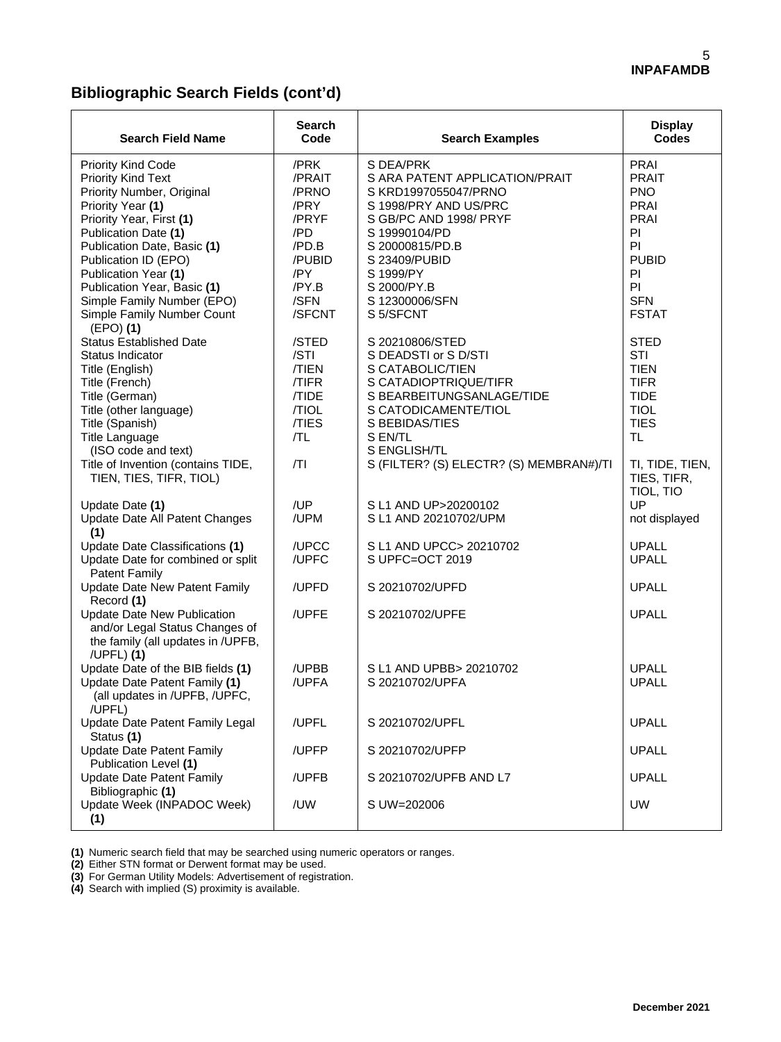## Bibliographic Search Fields (cont'd)

| Search Field Name | Search Code | Search Examples | Display Codes |
|---|---|---|---|
| Priority Kind Code | /PRK | S DEA/PRK | PRAI |
| Priority Kind Text | /PRAIT | S ARA PATENT APPLICATION/PRAIT | PRAIT |
| Priority Number, Original | /PRNO | S KRD1997055047/PRNO | PNO |
| Priority Year **(1)** | /PRY | S 1998/PRY AND US/PRC | PRAI |
| Priority Year, First **(1)** | /PRYF | S GB/PC AND 1998/ PRYF | PRAI |
| Publication Date **(1)** | /PD | S 19990104/PD | PI |
| Publication Date, Basic **(1)** | /PD.B | S 20000815/PD.B | PI |
| Publication ID (EPO) | /PUBID | S 23409/PUBID | PUBID |
| Publication Year **(1)** | /PY | S 1999/PY | PI |
| Publication Year, Basic **(1)** | /PY.B | S 2000/PY.B | PI |
| Simple Family Number (EPO) | /SFN | S 12300006/SFN | SFN |
| Simple Family Number Count (EPO) **(1)** | /SFCNT | S 5/SFCNT | FSTAT |
| Status Established Date | /STED | S 20210806/STED | STED |
| Status Indicator | /STI | S DEADSTI or S D/STI | STI |
| Title (English) | /TIEN | S CATABOLIC/TIEN | TIEN |
| Title (French) | /TIFR | S CATADIOPTRIQUE/TIFR | TIFR |
| Title (German) | /TIDE | S BEARBEITUNGSANLAGE/TIDE | TIDE |
| Title (other language) | /TIOL | S CATODICAMENTE/TIOL | TIOL |
| Title (Spanish) | /TIES | S BEBIDAS/TIES | TIES |
| Title Language (ISO code and text) | /TL | S EN/TL<br>S ENGLISH/TL | TL |
| Title of Invention (contains TIDE, TIEN, TIES, TIFR, TIOL) | /TI | S (FILTER? (S) ELECTR? (S) MEMBRAN#)/TI | TI, TIDE, TIEN, TIES, TIFR, TIOL, TIO |
| Update Date **(1)** | /UP | S L1 AND UP>20200102 | UP |
| Update Date All Patent Changes **(1)** | /UPM | S L1 AND 20210702/UPM | not displayed |
| Update Date Classifications **(1)** | /UPCC | S L1 AND UPCC> 20210702 | UPALL |
| Update Date for combined or split Patent Family | /UPFC | S UPFC=OCT 2019 | UPALL |
| Update Date New Patent Family Record **(1)** | /UPFD | S 20210702/UPFD | UPALL |
| Update Date New Publication and/or Legal Status Changes of the family (all updates in /UPFB, /UPFL) **(1)** | /UPFE | S 20210702/UPFE | UPALL |
| Update Date of the BIB fields **(1)** | /UPBB | S L1 AND UPBB> 20210702 | UPALL |
| Update Date Patent Family **(1)** (all updates in /UPFB, /UPFC, /UPFL) | /UPFA | S 20210702/UPFA | UPALL |
| Update Date Patent Family Legal Status **(1)** | /UPFL | S 20210702/UPFL | UPALL |
| Update Date Patent Family Publication Level **(1)** | /UPFP | S 20210702/UPFP | UPALL |
| Update Date Patent Family Bibliographic **(1)** | /UPFB | S 20210702/UPFB AND L7 | UPALL |
| Update Week (INPADOC Week) **(1)** | /UW | S UW=202006 | UW |

**(1)** Numeric search field that may be searched using numeric operators or ranges.
**(2)** Either STN format or Derwent format may be used.
**(3)** For German Utility Models: Advertisement of registration.
**(4)** Search with implied (S) proximity is available.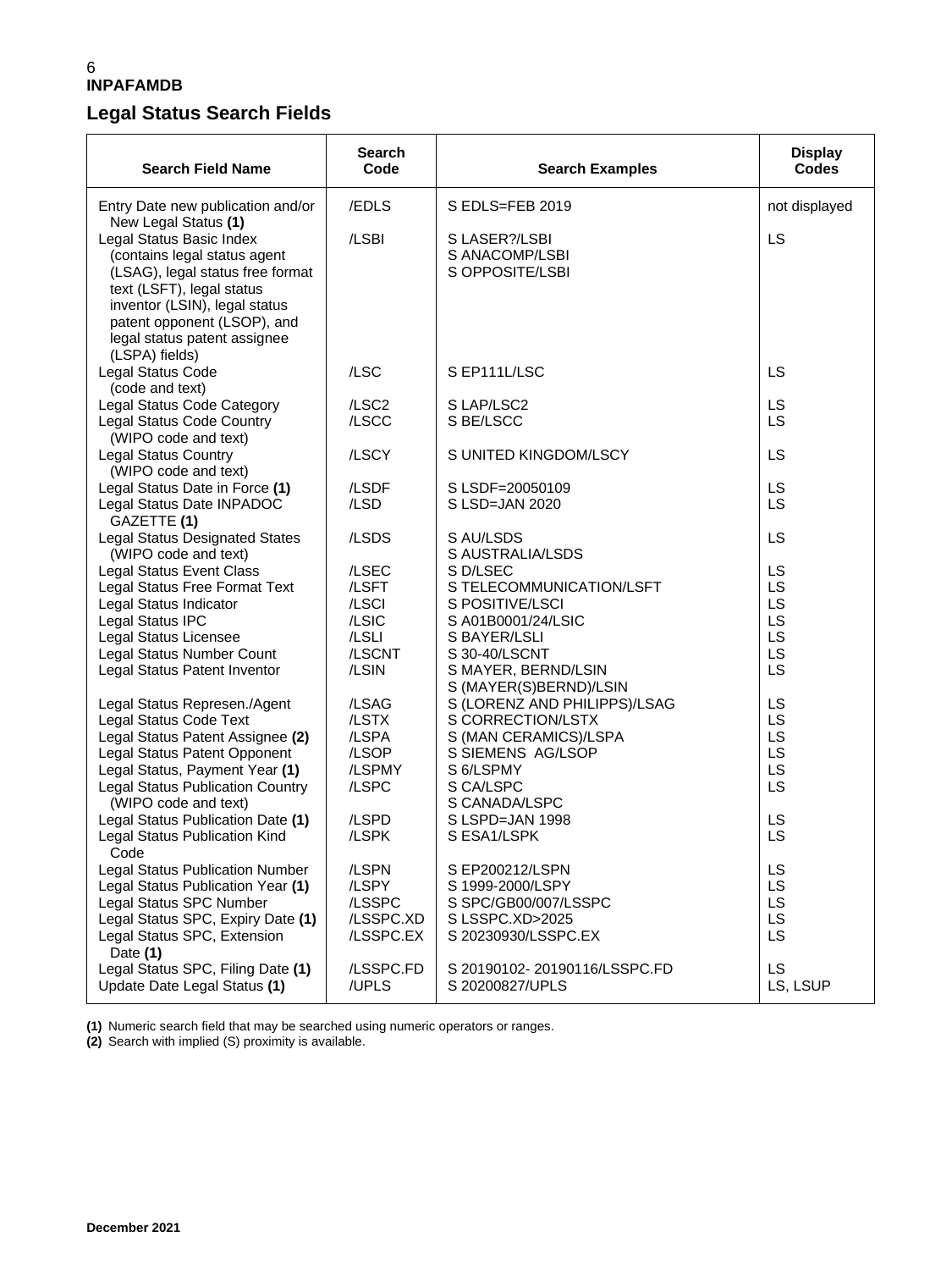## Legal Status Search Fields

| Search Field Name | Search Code | Search Examples | Display Codes |
|---|---|---|---|
| Entry Date new publication and/or New Legal Status **(1)** | /EDLS | S EDLS=FEB 2019 | not displayed |
| Legal Status Basic Index (contains legal status agent (LSAG), legal status free format text (LSFT), legal status inventor (LSIN), legal status patent opponent (LSOP), and legal status patent assignee (LSPA) fields) | /LSBI | S LASER?/LSBI<br>S ANACOMP/LSBI<br>S OPPOSITE/LSBI | LS |
| Legal Status Code (code and text) | /LSC | S EP111L/LSC | LS |
| Legal Status Code Category | /LSC2 | S LAP/LSC2 | LS |
| Legal Status Code Country (WIPO code and text) | /LSCC | S BE/LSCC | LS |
| Legal Status Country (WIPO code and text) | /LSCY | S UNITED KINGDOM/LSCY | LS |
| Legal Status Date in Force **(1)** | /LSDF | S LSDF=20050109 | LS |
| Legal Status Date INPADOC GAZETTE **(1)** | /LSD | S LSD=JAN 2020 | LS |
| Legal Status Designated States (WIPO code and text) | /LSDS | S AU/LSDS<br>S AUSTRALIA/LSDS | LS |
| Legal Status Event Class | /LSEC | S D/LSEC | LS |
| Legal Status Free Format Text | /LSFT | S TELECOMMUNICATION/LSFT | LS |
| Legal Status Indicator | /LSCI | S POSITIVE/LSCI | LS |
| Legal Status IPC | /LSIC | S A01B0001/24/LSIC | LS |
| Legal Status Licensee | /LSLI | S BAYER/LSLI | LS |
| Legal Status Number Count | /LSCNT | S 30-40/LSCNT | LS |
| Legal Status Patent Inventor | /LSIN | S MAYER, BERND/LSIN<br>S (MAYER(S)BERND)/LSIN | LS |
| Legal Status Represen./Agent | /LSAG | S (LORENZ AND PHILIPPS)/LSAG | LS |
| Legal Status Code Text | /LSTX | S CORRECTION/LSTX | LS |
| Legal Status Patent Assignee **(2)** | /LSPA | S (MAN CERAMICS)/LSPA | LS |
| Legal Status Patent Opponent | /LSOP | S SIEMENS AG/LSOP | LS |
| Legal Status, Payment Year **(1)** | /LSPMY | S 6/LSPMY | LS |
| Legal Status Publication Country (WIPO code and text) | /LSPC | S CA/LSPC<br>S CANADA/LSPC | LS |
| Legal Status Publication Date **(1)** | /LSPD | S LSPD=JAN 1998 | LS |
| Legal Status Publication Kind Code | /LSPK | S ESA1/LSPK | LS |
| Legal Status Publication Number | /LSPN | S EP200212/LSPN | LS |
| Legal Status Publication Year **(1)** | /LSPY | S 1999-2000/LSPY | LS |
| Legal Status SPC Number | /LSSPC | S SPC/GB00/007/LSSPC | LS |
| Legal Status SPC, Expiry Date **(1)** | /LSSPC.XD | S LSSPC.XD>2025 | LS |
| Legal Status SPC, Extension Date **(1)** | /LSSPC.EX | S 20230930/LSSPC.EX | LS |
| Legal Status SPC, Filing Date **(1)** | /LSSPC.FD | S 20190102- 20190116/LSSPC.FD | LS |
| Update Date Legal Status **(1)** | /UPLS | S 20200827/UPLS | LS, LSUP |

**(1)** Numeric search field that may be searched using numeric operators or ranges.
**(2)** Search with implied (S) proximity is available.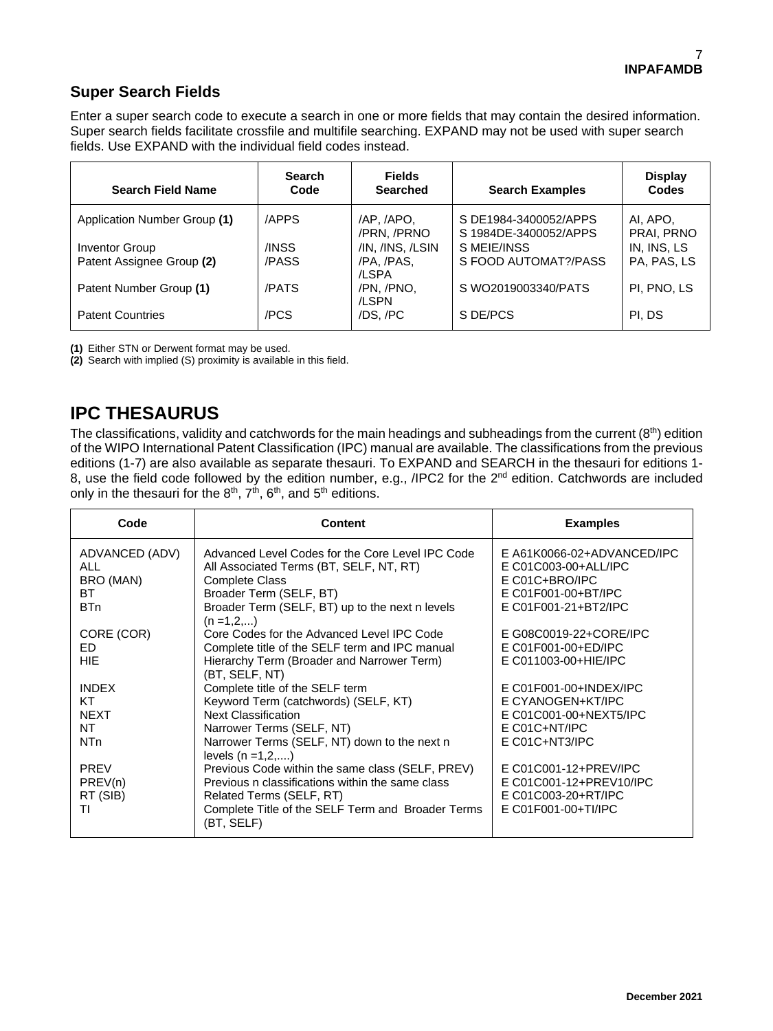## Super Search Fields

Enter a super search code to execute a search in one or more fields that may contain the desired information. Super search fields facilitate crossfile and multifile searching. EXPAND may not be used with super search fields. Use EXPAND with the individual field codes instead.

| Search Field Name | Search Code | Fields Searched | Search Examples | Display Codes |
|---|---|---|---|---|
| Application Number Group **(1)** | /APPS | /AP, /APO, /PRN, /PRNO | S DE1984-3400052/APPS<br>S 1984DE-3400052/APPS | AI, APO, PRAI, PRNO |
| Inventor Group | /INSS | /IN, /INS, /LSIN | S MEIE/INSS | IN, INS, LS |
| Patent Assignee Group **(2)** | /PASS | /PA, /PAS, /LSPA | S FOOD AUTOMAT?/PASS | PA, PAS, LS |
| Patent Number Group **(1)** | /PATS | /PN, /PNO, /LSPN | S WO2019003340/PATS | PI, PNO, LS |
| Patent Countries | /PCS | /DS, /PC | S DE/PCS | PI, DS |

**(1)** Either STN or Derwent format may be used.
**(2)** Search with implied (S) proximity is available in this field.

# IPC THESAURUS

The classifications, validity and catchwords for the main headings and subheadings from the current (8th) edition of the WIPO International Patent Classification (IPC) manual are available. The classifications from the previous editions (1-7) are also available as separate thesauri. To EXPAND and SEARCH in the thesauri for editions 1-8, use the field code followed by the edition number, e.g., /IPC2 for the 2nd edition. Catchwords are included only in the thesauri for the 8th, 7th, 6th, and 5th editions.

| Code | Content | Examples |
|---|---|---|
| ADVANCED (ADV) | Advanced Level Codes for the Core Level IPC Code | E A61K0066-02+ADVANCED/IPC |
| ALL | All Associated Terms (BT, SELF, NT, RT) | E C01C003-00+ALL/IPC |
| BRO (MAN) | Complete Class | E C01C+BRO/IPC |
| BT | Broader Term (SELF, BT) | E C01F001-00+BT/IPC |
| BTn | Broader Term (SELF, BT) up to the next n levels (n =1,2,...) | E C01F001-21+BT2/IPC |
| CORE (COR) | Core Codes for the Advanced Level IPC Code | E G08C0019-22+CORE/IPC |
| ED | Complete title of the SELF term and IPC manual | E C01F001-00+ED/IPC |
| HIE | Hierarchy Term (Broader and Narrower Term) (BT, SELF, NT) | E C011003-00+HIE/IPC |
| INDEX | Complete title of the SELF term | E C01F001-00+INDEX/IPC |
| KT | Keyword Term (catchwords) (SELF, KT) | E CYANOGEN+KT/IPC |
| NEXT | Next Classification | E C01C001-00+NEXT5/IPC |
| NT | Narrower Terms (SELF, NT) | E C01C+NT/IPC |
| NTn | Narrower Terms (SELF, NT) down to the next n levels (n =1,2,....) | E C01C+NT3/IPC |
| PREV | Previous Code within the same class (SELF, PREV) | E C01C001-12+PREV/IPC |
| PREV(n) | Previous n classifications within the same class | E C01C001-12+PREV10/IPC |
| RT (SIB) | Related Terms (SELF, RT) | E C01C003-20+RT/IPC |
| TI | Complete Title of the SELF Term and Broader Terms (BT, SELF) | E C01F001-00+TI/IPC |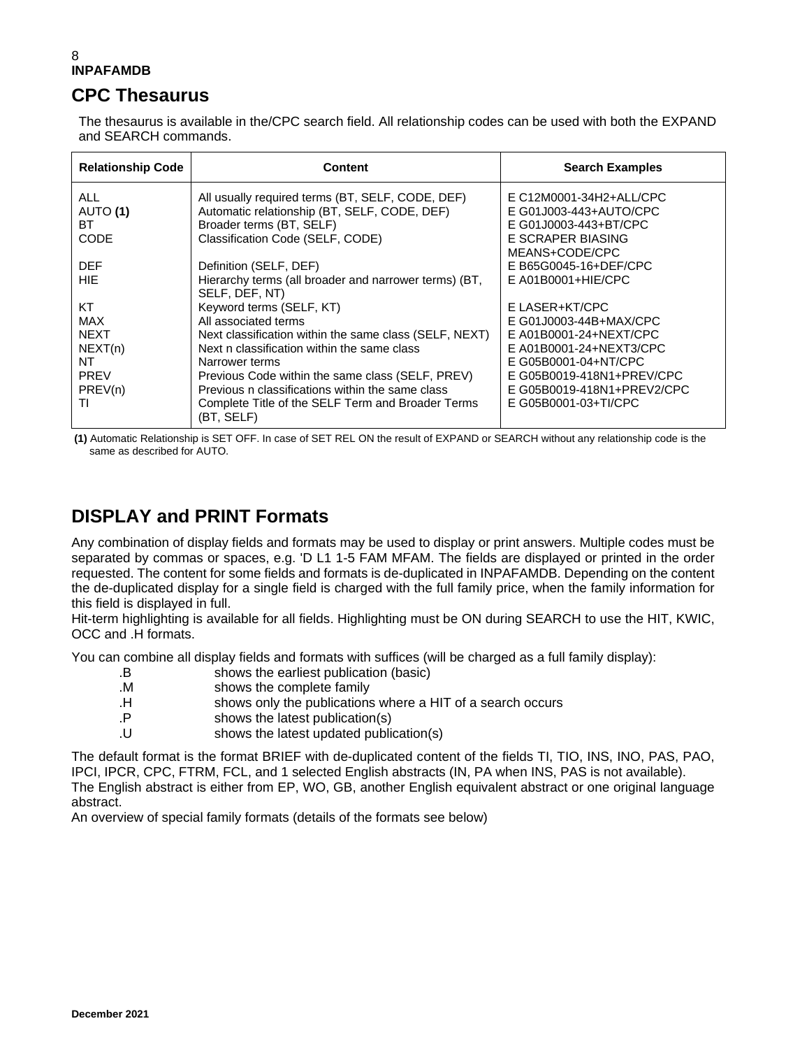## CPC Thesaurus

The thesaurus is available in the/CPC search field. All relationship codes can be used with both the EXPAND and SEARCH commands.

| Relationship Code | Content | Search Examples |
|---|---|---|
| ALL | All usually required terms (BT, SELF, CODE, DEF) | E C12M0001-34H2+ALL/CPC |
| AUTO **(1)** | Automatic relationship (BT, SELF, CODE, DEF) | E G01J003-443+AUTO/CPC |
| BT | Broader terms (BT, SELF) | E G01J0003-443+BT/CPC |
| CODE | Classification Code (SELF, CODE) | E SCRAPER BIASING MEANS+CODE/CPC |
| DEF | Definition (SELF, DEF) | E B65G0045-16+DEF/CPC |
| HIE | Hierarchy terms (all broader and narrower terms) (BT, SELF, DEF, NT) | E A01B0001+HIE/CPC |
| KT | Keyword terms (SELF, KT) | E LASER+KT/CPC |
| MAX | All associated terms | E G01J0003-44B+MAX/CPC |
| NEXT | Next classification within the same class (SELF, NEXT) | E A01B0001-24+NEXT/CPC |
| NEXT(n) | Next n classification within the same class | E A01B0001-24+NEXT3/CPC |
| NT | Narrower terms | E G05B0001-04+NT/CPC |
| PREV | Previous Code within the same class (SELF, PREV) | E G05B0019-418N1+PREV/CPC |
| PREV(n) | Previous n classifications within the same class | E G05B0019-418N1+PREV2/CPC |
| TI | Complete Title of the SELF Term and Broader Terms (BT, SELF) | E G05B0001-03+TI/CPC |

**(1)** Automatic Relationship is SET OFF. In case of SET REL ON the result of EXPAND or SEARCH without any relationship code is the same as described for AUTO.

## DISPLAY and PRINT Formats

Any combination of display fields and formats may be used to display or print answers. Multiple codes must be separated by commas or spaces, e.g. 'D L1 1-5 FAM MFAM. The fields are displayed or printed in the order requested. The content for some fields and formats is de-duplicated in INPAFAMDB. Depending on the content the de-duplicated display for a single field is charged with the full family price, when the family information for this field is displayed in full.
Hit-term highlighting is available for all fields. Highlighting must be ON during SEARCH to use the HIT, KWIC, OCC and .H formats.

You can combine all display fields and formats with suffices (will be charged as a full family display):

- .B shows the earliest publication (basic)
- .M shows the complete family
- .H shows only the publications where a HIT of a search occurs
- .P shows the latest publication(s)
- .U shows the latest updated publication(s)

The default format is the format BRIEF with de-duplicated content of the fields TI, TIO, INS, INO, PAS, PAO, IPCI, IPCR, CPC, FTRM, FCL, and 1 selected English abstracts (IN, PA when INS, PAS is not available).
The English abstract is either from EP, WO, GB, another English equivalent abstract or one original language abstract.
An overview of special family formats (details of the formats see below)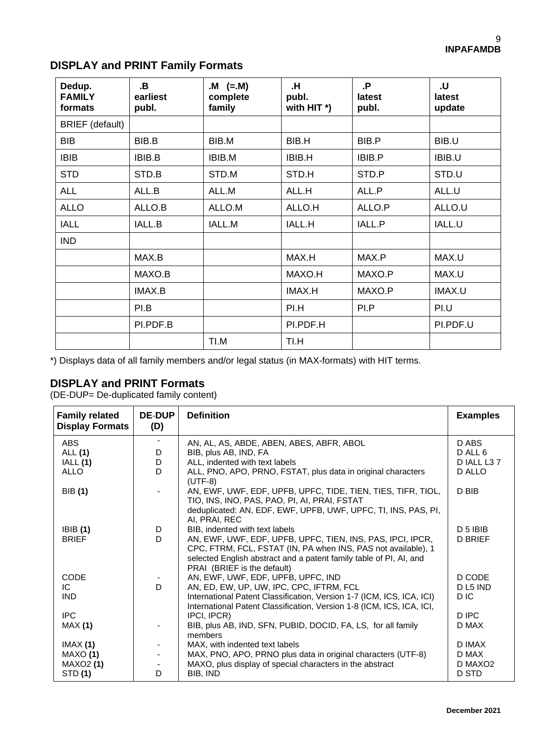## DISPLAY and PRINT Family Formats

| Dedup. FAMILY formats | .B earliest publ. | .M (=.M) complete family | .H publ. with HIT *) | .P latest publ. | .U latest update |
|---|---|---|---|---|---|
| BRIEF (default) | | | | | |
| BIB | BIB.B | BIB.M | BIB.H | BIB.P | BIB.U |
| IBIB | IBIB.B | IBIB.M | IBIB.H | IBIB.P | IBIB.U |
| STD | STD.B | STD.M | STD.H | STD.P | STD.U |
| ALL | ALL.B | ALL.M | ALL.H | ALL.P | ALL.U |
| ALLO | ALLO.B | ALLO.M | ALLO.H | ALLO.P | ALLO.U |
| IALL | IALL.B | IALL.M | IALL.H | IALL.P | IALL.U |
| IND | | | | | |
| | MAX.B | | MAX.H | MAX.P | MAX.U |
| | MAXO.B | | MAXO.H | MAXO.P | MAX.U |
| | IMAX.B | | IMAX.H | MAXO.P | IMAX.U |
| | PI.B | | PI.H | PI.P | PI.U |
| | PI.PDF.B | | PI.PDF.H | | PI.PDF.U |
| | | TI.M | TI.H | | |

*) Displays data of all family members and/or legal status (in MAX-formats) with HIT terms.

## DISPLAY and PRINT Formats

(DE-DUP= De-duplicated family content)

| Family related Display Formats | DE-DUP (D) | Definition | Examples |
|---|---|---|---|
| ABS | - | AN, AL, AS, ABDE, ABEN, ABES, ABFR, ABOL | D ABS |
| ALL **(1)** | D | BIB, plus AB, IND, FA | D ALL 6 |
| IALL **(1)** | D | ALL, indented with text labels | D IALL L3 7 |
| ALLO | D | ALL, PNO, APO, PRNO, FSTAT, plus data in original characters (UTF-8) | D ALLO |
| BIB **(1)** | - | AN, EWF, UWF, EDF, UPFB, UPFC, TIDE, TIEN, TIES, TIFR, TIOL, TIO, INS, INO, PAS, PAO, PI, AI, PRAI, FSTAT deduplicated: AN, EDF, EWF, UPFB, UWF, UPFC, TI, INS, PAS, PI, AI, PRAI, REC | D BIB |
| IBIB **(1)** | D | BIB, indented with text labels | D 5 IBIB |
| BRIEF | D | AN, EWF, UWF, EDF, UPFB, UPFC, TIEN, INS, PAS, IPCI, IPCR, CPC, FTRM, FCL, FSTAT (IN, PA when INS, PAS not available), 1 selected English abstract and a patent family table of PI, AI, and PRAI (BRIEF is the default) | D BRIEF |
| CODE | - | AN, EWF, UWF, EDF, UPFB, UPFC, IND | D CODE |
| IC | D | AN, ED, EW, UP, UW, IPC, CPC, IFTRM, FCL | D L5 IND |
| IND | | International Patent Classification, Version 1-7 (ICM, ICS, ICA, ICI) | D IC |
| IPC | | International Patent Classification, Version 1-8 (ICM, ICS, ICA, ICI, IPCI, IPCR) | D IPC |
| MAX **(1)** | - | BIB, plus AB, IND, SFN, PUBID, DOCID, FA, LS, for all family members | D MAX |
| IMAX **(1)** | - | MAX, with indented text labels | D IMAX |
| MAXO **(1)** | - | MAX, PNO, APO, PRNO plus data in original characters (UTF-8) | D MAX |
| MAXO2 **(1)** | - | MAXO, plus display of special characters in the abstract | D MAXO2 |
| STD **(1)** | D | BIB, IND | D STD |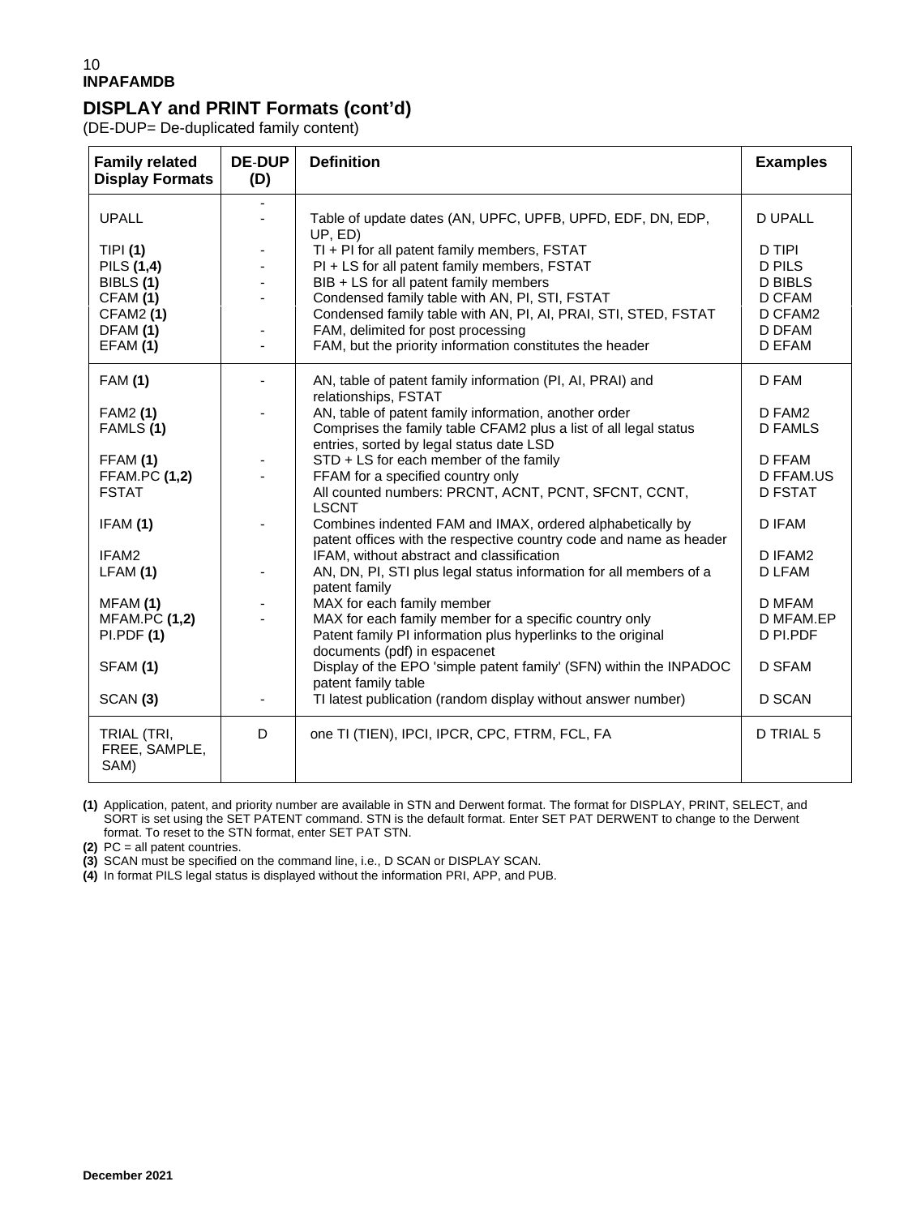**INPAFAMDB**

## DISPLAY and PRINT Formats (cont'd)

(DE-DUP= De-duplicated family content)

| Family related Display Formats | DE-DUP (D) | Definition | Examples |
|---|---|---|---|
| | - | | |
| UPALL | - | Table of update dates (AN, UPFC, UPFB, UPFD, EDF, DN, EDP, UP, ED) | D UPALL |
| TIPI **(1)** | - | TI + PI for all patent family members, FSTAT | D TIPI |
| PILS **(1,4)** | - | PI + LS for all patent family members, FSTAT | D PILS |
| BIBLS **(1)** | - | BIB + LS for all patent family members | D BIBLS |
| CFAM **(1)** | - | Condensed family table with AN, PI, STI, FSTAT | D CFAM |
| CFAM2 **(1)** | | Condensed family table with AN, PI, AI, PRAI, STI, STED, FSTAT | D CFAM2 |
| DFAM **(1)** | - | FAM, delimited for post processing | D DFAM |
| EFAM **(1)** | - | FAM, but the priority information constitutes the header | D EFAM |
| FAM **(1)** | - | AN, table of patent family information (PI, AI, PRAI) and relationships, FSTAT | D FAM |
| FAM2 **(1)** | - | AN, table of patent family information, another order | D FAM2 |
| FAMLS **(1)** | | Comprises the family table CFAM2 plus a list of all legal status entries, sorted by legal status date LSD | D FAMLS |
| FFAM **(1)** | - | STD + LS for each member of the family | D FFAM |
| FFAM.PC **(1,2)** | - | FFAM for a specified country only | D FFAM.US |
| FSTAT | | All counted numbers: PRCNT, ACNT, PCNT, SFCNT, CCNT, LSCNT | D FSTAT |
| IFAM **(1)** | - | Combines indented FAM and IMAX, ordered alphabetically by patent offices with the respective country code and name as header | D IFAM |
| IFAM2 | | IFAM, without abstract and classification | D IFAM2 |
| LFAM **(1)** | - | AN, DN, PI, STI plus legal status information for all members of a patent family | D LFAM |
| MFAM **(1)** | - | MAX for each family member | D MFAM |
| MFAM.PC **(1,2)** | - | MAX for each family member for a specific country only | D MFAM.EP |
| PI.PDF **(1)** | | Patent family PI information plus hyperlinks to the original documents (pdf) in espacenet | D PI.PDF |
| SFAM **(1)** | | Display of the EPO 'simple patent family' (SFN) within the INPADOC patent family table | D SFAM |
| SCAN **(3)** | - | TI latest publication (random display without answer number) | D SCAN |
| TRIAL (TRI, FREE, SAMPLE, SAM) | D | one TI (TIEN), IPCI, IPCR, CPC, FTRM, FCL, FA | D TRIAL 5 |

**(1)** Application, patent, and priority number are available in STN and Derwent format. The format for DISPLAY, PRINT, SELECT, and SORT is set using the SET PATENT command. STN is the default format. Enter SET PAT DERWENT to change to the Derwent format. To reset to the STN format, enter SET PAT STN.

**(2)** PC = all patent countries.

**(3)** SCAN must be specified on the command line, i.e., D SCAN or DISPLAY SCAN.

**(4)** In format PILS legal status is displayed without the information PRI, APP, and PUB.

December 2021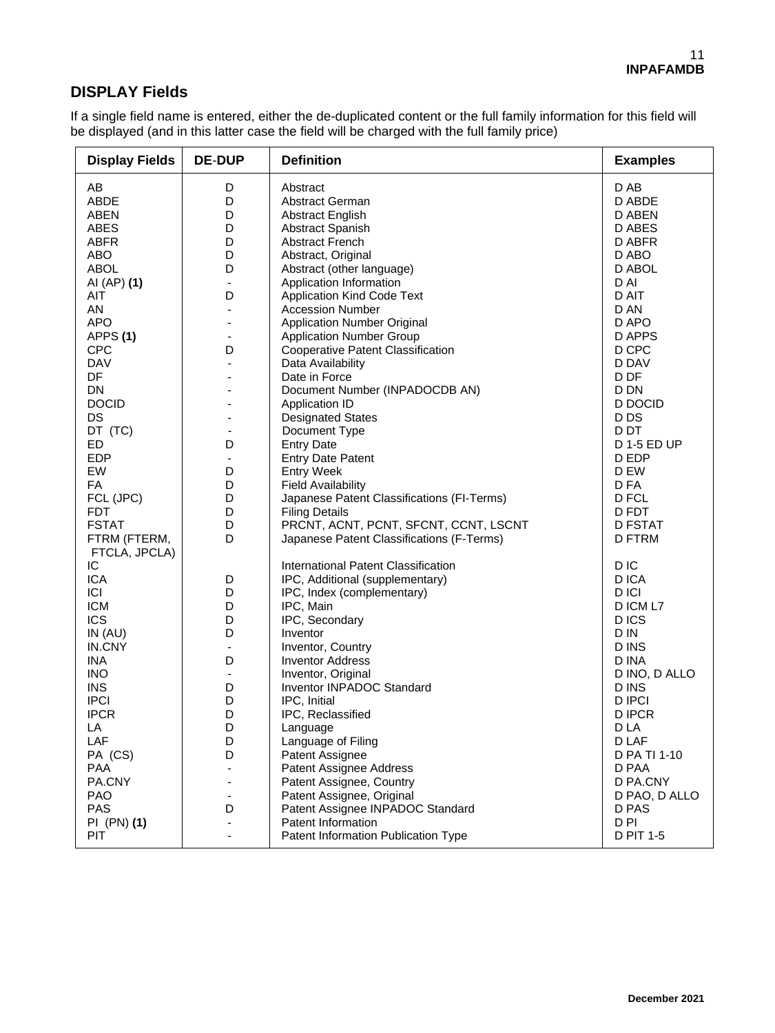## DISPLAY Fields

If a single field name is entered, either the de-duplicated content or the full family information for this field will be displayed (and in this latter case the field will be charged with the full family price)

| Display Fields | DE-DUP | Definition | Examples |
|---|---|---|---|
| AB | D | Abstract | D AB |
| ABDE | D | Abstract German | D ABDE |
| ABEN | D | Abstract English | D ABEN |
| ABES | D | Abstract Spanish | D ABES |
| ABFR | D | Abstract French | D ABFR |
| ABO | D | Abstract, Original | D ABO |
| ABOL | D | Abstract (other language) | D ABOL |
| AI (AP) **(1)** | - | Application Information | D AI |
| AIT | D | Application Kind Code Text | D AIT |
| AN | - | Accession Number | D AN |
| APO | - | Application Number Original | D APO |
| APPS **(1)** | - | Application Number Group | D APPS |
| CPC | D | Cooperative Patent Classification | D CPC |
| DAV | - | Data Availability | D DAV |
| DF | - | Date in Force | D DF |
| DN | - | Document Number (INPADOCDB AN) | D DN |
| DOCID | - | Application ID | D DOCID |
| DS | - | Designated States | D DS |
| DT (TC) | - | Document Type | D DT |
| ED | D | Entry Date | D 1-5 ED UP |
| EDP | - | Entry Date Patent | D EDP |
| EW | D | Entry Week | D EW |
| FA | D | Field Availability | D FA |
| FCL (JPC) | D | Japanese Patent Classifications (FI-Terms) | D FCL |
| FDT | D | Filing Details | D FDT |
| FSTAT | D | PRCNT, ACNT, PCNT, SFCNT, CCNT, LSCNT | D FSTAT |
| FTRM (FTERM, FTCLA, JPCLA) | D | Japanese Patent Classifications (F-Terms) | D FTRM |
| IC | | International Patent Classification | D IC |
| ICA | D | IPC, Additional (supplementary) | D ICA |
| ICI | D | IPC, Index (complementary) | D ICI |
| ICM | D | IPC, Main | D ICM L7 |
| ICS | D | IPC, Secondary | D ICS |
| IN (AU) | D | Inventor | D IN |
| IN.CNY | - | Inventor, Country | D INS |
| INA | D | Inventor Address | D INA |
| INO | - | Inventor, Original | D INO, D ALLO |
| INS | D | Inventor INPADOC Standard | D INS |
| IPCI | D | IPC, Initial | D IPCI |
| IPCR | D | IPC, Reclassified | D IPCR |
| LA | D | Language | D LA |
| LAF | D | Language of Filing | D LAF |
| PA (CS) | D | Patent Assignee | D PA TI 1-10 |
| PAA | - | Patent Assignee Address | D PAA |
| PA.CNY | - | Patent Assignee, Country | D PA.CNY |
| PAO | - | Patent Assignee, Original | D PAO, D ALLO |
| PAS | D | Patent Assignee INPADOC Standard | D PAS |
| PI (PN) **(1)** | - | Patent Information | D PI |
| PIT | - | Patent Information Publication Type | D PIT 1-5 |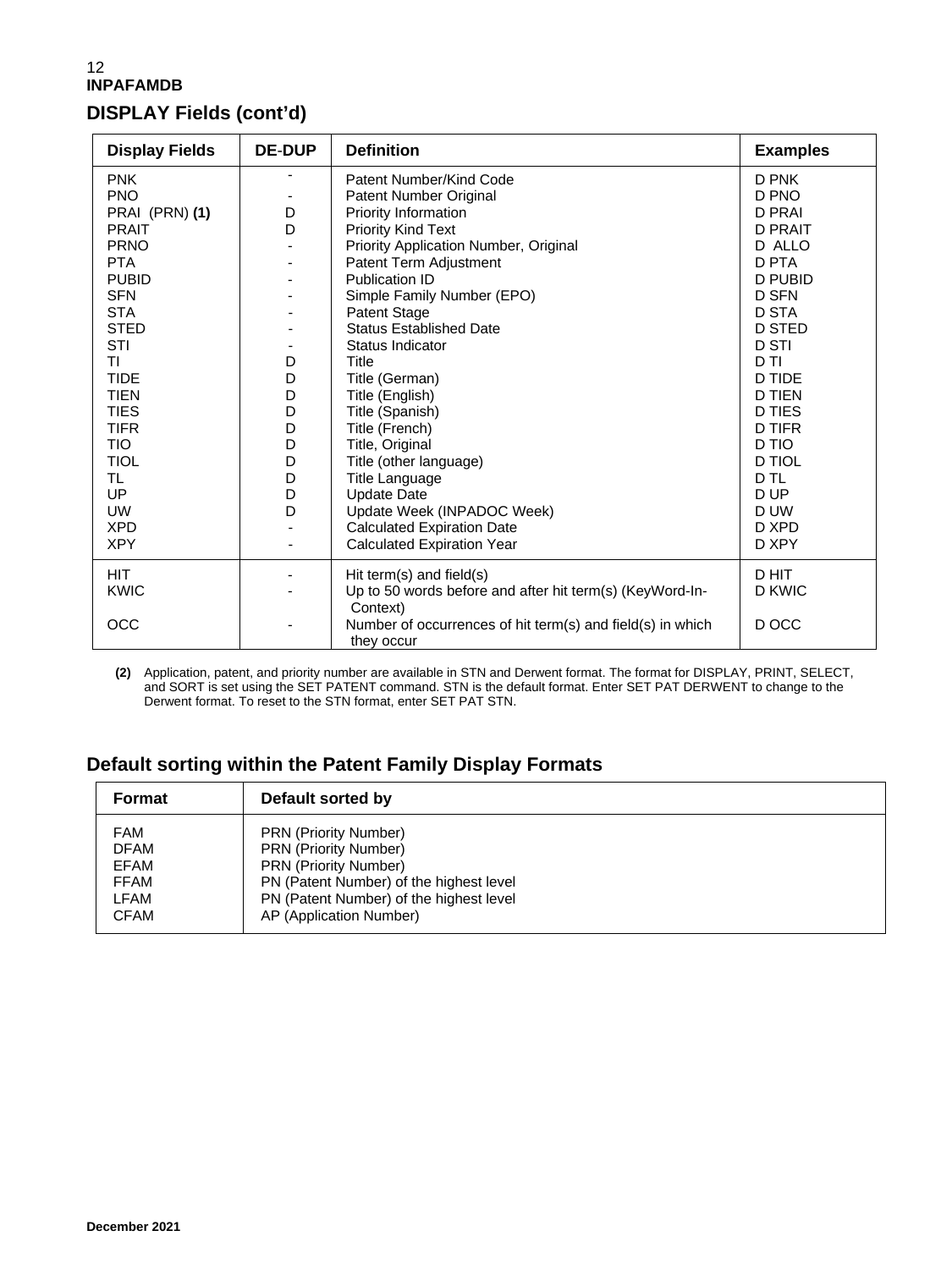## DISPLAY Fields (cont'd)

| Display Fields | DE-DUP | Definition | Examples |
|---|---|---|---|
| PNK | - | Patent Number/Kind Code | D PNK |
| PNO | - | Patent Number Original | D PNO |
| PRAI (PRN) **(1)** | D | Priority Information | D PRAI |
| PRAIT | D | Priority Kind Text | D PRAIT |
| PRNO | - | Priority Application Number, Original | D ALLO |
| PTA | - | Patent Term Adjustment | D PTA |
| PUBID | - | Publication ID | D PUBID |
| SFN | - | Simple Family Number (EPO) | D SFN |
| STA | - | Patent Stage | D STA |
| STED | - | Status Established Date | D STED |
| STI | - | Status Indicator | D STI |
| TI | D | Title | D TI |
| TIDE | D | Title (German) | D TIDE |
| TIEN | D | Title (English) | D TIEN |
| TIES | D | Title (Spanish) | D TIES |
| TIFR | D | Title (French) | D TIFR |
| TIO | D | Title, Original | D TIO |
| TIOL | D | Title (other language) | D TIOL |
| TL | D | Title Language | D TL |
| UP | D | Update Date | D UP |
| UW | D | Update Week (INPADOC Week) | D UW |
| XPD | - | Calculated Expiration Date | D XPD |
| XPY | - | Calculated Expiration Year | D XPY |
| HIT | - | Hit term(s) and field(s) | D HIT |
| KWIC | - | Up to 50 words before and after hit term(s) (KeyWord-In-Context) | D KWIC |
| OCC | - | Number of occurrences of hit term(s) and field(s) in which they occur | D OCC |

**(2)** Application, patent, and priority number are available in STN and Derwent format. The format for DISPLAY, PRINT, SELECT, and SORT is set using the SET PATENT command. STN is the default format. Enter SET PAT DERWENT to change to the Derwent format. To reset to the STN format, enter SET PAT STN.

## Default sorting within the Patent Family Display Formats

| Format | Default sorted by |
|---|---|
| FAM | PRN (Priority Number) |
| DFAM | PRN (Priority Number) |
| EFAM | PRN (Priority Number) |
| FFAM | PN (Patent Number) of the highest level |
| LFAM | PN (Patent Number) of the highest level |
| CFAM | AP (Application Number) |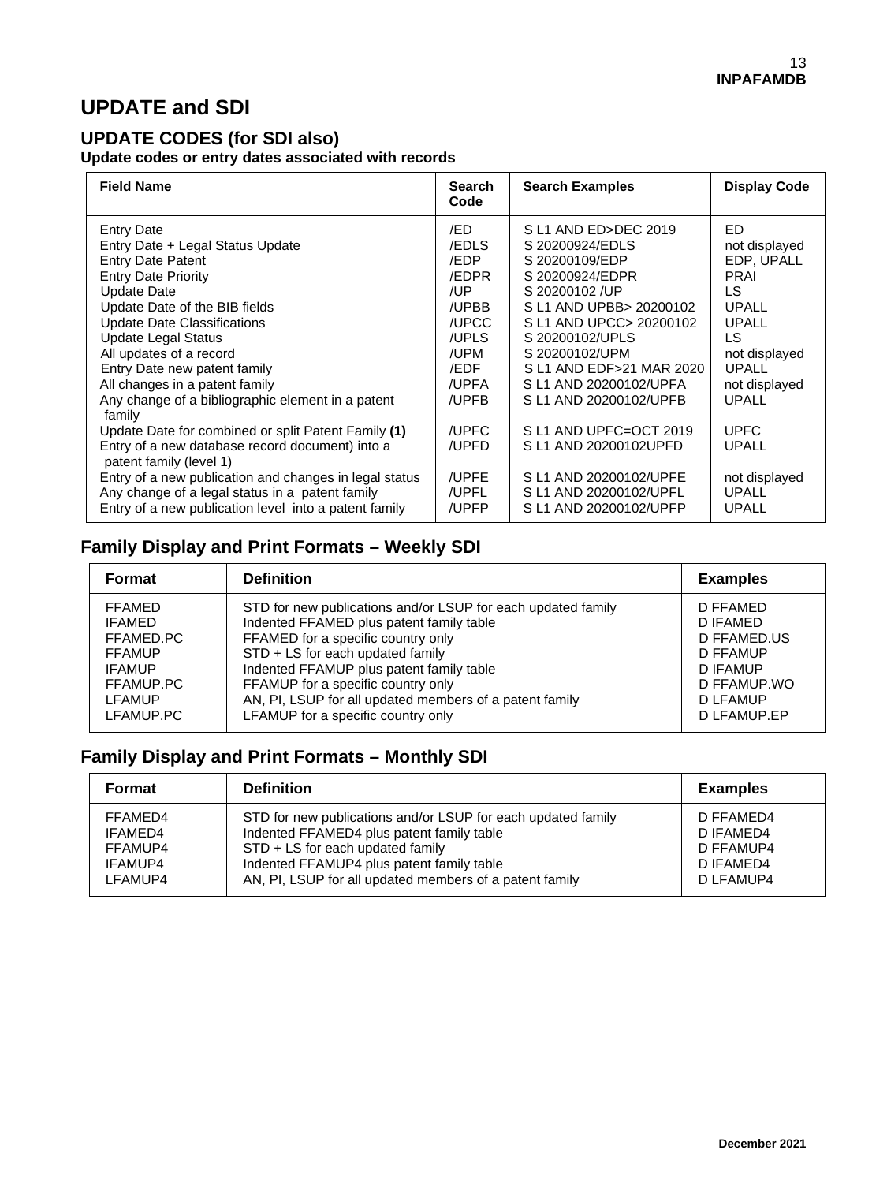# UPDATE and SDI

## UPDATE CODES (for SDI also)

**Update codes or entry dates associated with records**

| Field Name | Search Code | Search Examples | Display Code |
|---|---|---|---|
| Entry Date | /ED | S L1 AND ED>DEC 2019 | ED |
| Entry Date + Legal Status Update | /EDLS | S 20200924/EDLS | not displayed |
| Entry Date Patent | /EDP | S 20200109/EDP | EDP, UPALL |
| Entry Date Priority | /EDPR | S 20200924/EDPR | PRAI |
| Update Date | /UP | S 20200102 /UP | LS |
| Update Date of the BIB fields | /UPBB | S L1 AND UPBB> 20200102 | UPALL |
| Update Date Classifications | /UPCC | S L1 AND UPCC> 20200102 | UPALL |
| Update Legal Status | /UPLS | S 20200102/UPLS | LS |
| All updates of a record | /UPM | S 20200102/UPM | not displayed |
| Entry Date new patent family | /EDF | S L1 AND EDF>21 MAR 2020 | UPALL |
| All changes in a patent family | /UPFA | S L1 AND 20200102/UPFA | not displayed |
| Any change of a bibliographic element in a patent family | /UPFB | S L1 AND 20200102/UPFB | UPALL |
| Update Date for combined or split Patent Family **(1)** | /UPFC | S L1 AND UPFC=OCT 2019 | UPFC |
| Entry of a new database record document) into a patent family (level 1) | /UPFD | S L1 AND 20200102UPFD | UPALL |
| Entry of a new publication and changes in legal status | /UPFE | S L1 AND 20200102/UPFE | not displayed |
| Any change of a legal status in a patent family | /UPFL | S L1 AND 20200102/UPFL | UPALL |
| Entry of a new publication level into a patent family | /UPFP | S L1 AND 20200102/UPFP | UPALL |

## Family Display and Print Formats – Weekly SDI

| Format | Definition | Examples |
|---|---|---|
| FFAMED | STD for new publications and/or LSUP for each updated family | D FFAMED |
| IFAMED | Indented FFAMED plus patent family table | D IFAMED |
| FFAMED.PC | FFAMED for a specific country only | D FFAMED.US |
| FFAMUP | STD + LS for each updated family | D FFAMUP |
| IFAMUP | Indented FFAMUP plus patent family table | D IFAMUP |
| FFAMUP.PC | FFAMUP for a specific country only | D FFAMUP.WO |
| LFAMUP | AN, PI, LSUP for all updated members of a patent family | D LFAMUP |
| LFAMUP.PC | LFAMUP for a specific country only | D LFAMUP.EP |

## Family Display and Print Formats – Monthly SDI

| Format | Definition | Examples |
|---|---|---|
| FFAMED4 | STD for new publications and/or LSUP for each updated family | D FFAMED4 |
| IFAMED4 | Indented FFAMED4 plus patent family table | D IFAMED4 |
| FFAMUP4 | STD + LS for each updated family | D FFAMUP4 |
| IFAMUP4 | Indented FFAMUP4 plus patent family table | D IFAMED4 |
| LFAMUP4 | AN, PI, LSUP for all updated members of a patent family | D LFAMUP4 |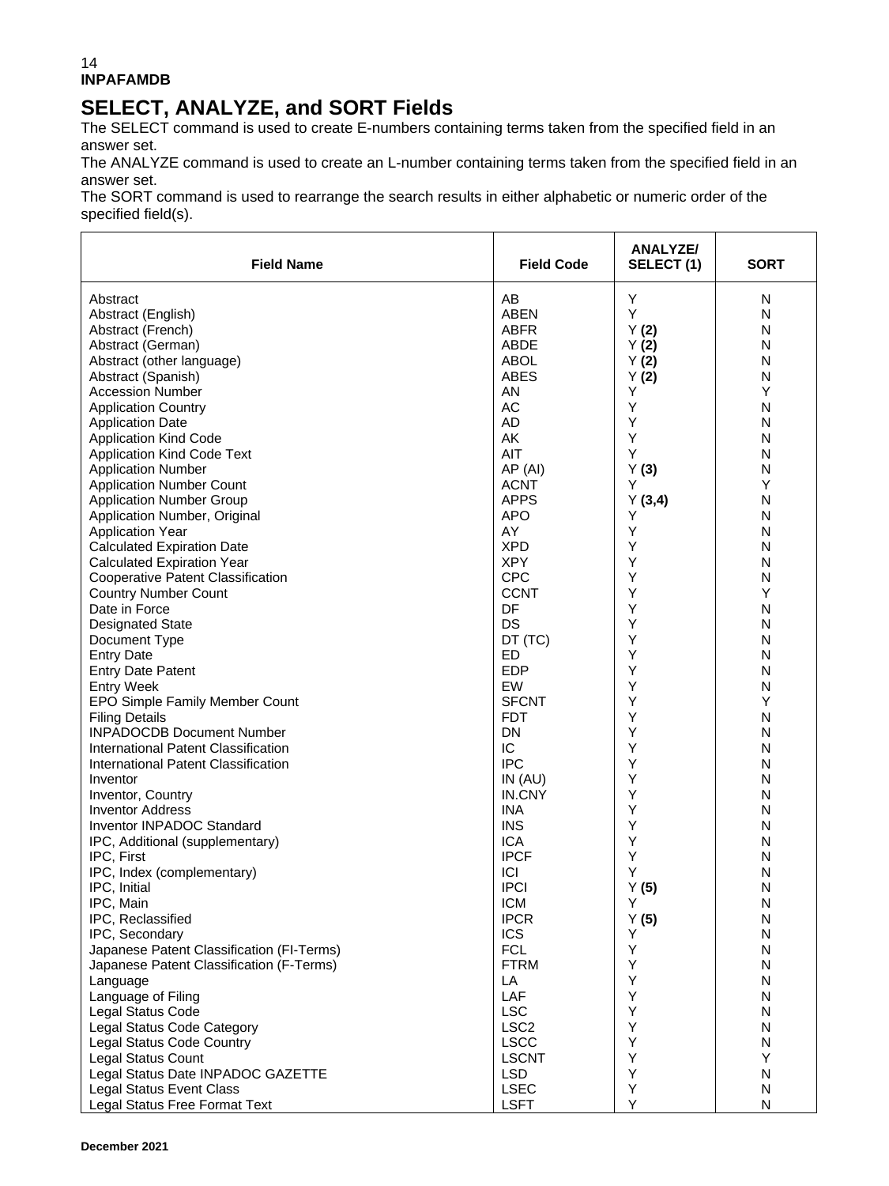## SELECT, ANALYZE, and SORT Fields

The SELECT command is used to create E-numbers containing terms taken from the specified field in an answer set.

The ANALYZE command is used to create an L-number containing terms taken from the specified field in an answer set.

The SORT command is used to rearrange the search results in either alphabetic or numeric order of the specified field(s).

| Field Name | Field Code | ANALYZE/ SELECT (1) | SORT |
|---|---|---|---|
| Abstract | AB | Y | N |
| Abstract (English) | ABEN | Y | N |
| Abstract (French) | ABFR | Y **(2)** | N |
| Abstract (German) | ABDE | Y **(2)** | N |
| Abstract (other language) | ABOL | Y **(2)** | N |
| Abstract (Spanish) | ABES | Y **(2)** | N |
| Accession Number | AN | Y | Y |
| Application Country | AC | Y | N |
| Application Date | AD | Y | N |
| Application Kind Code | AK | Y | N |
| Application Kind Code Text | AIT | Y | N |
| Application Number | AP (AI) | Y **(3)** | N |
| Application Number Count | ACNT | Y | Y |
| Application Number Group | APPS | Y **(3,4)** | N |
| Application Number, Original | APO | Y | N |
| Application Year | AY | Y | N |
| Calculated Expiration Date | XPD | Y | N |
| Calculated Expiration Year | XPY | Y | N |
| Cooperative Patent Classification | CPC | Y | N |
| Country Number Count | CCNT | Y | Y |
| Date in Force | DF | Y | N |
| Designated State | DS | Y | N |
| Document Type | DT (TC) | Y | N |
| Entry Date | ED | Y | N |
| Entry Date Patent | EDP | Y | N |
| Entry Week | EW | Y | N |
| EPO Simple Family Member Count | SFCNT | Y | Y |
| Filing Details | FDT | Y | N |
| INPADOCDB Document Number | DN | Y | N |
| International Patent Classification | IC | Y | N |
| International Patent Classification | IPC | Y | N |
| Inventor | IN (AU) | Y | N |
| Inventor, Country | IN.CNY | Y | N |
| Inventor Address | INA | Y | N |
| Inventor INPADOC Standard | INS | Y | N |
| IPC, Additional (supplementary) | ICA | Y | N |
| IPC, First | IPCF | Y | N |
| IPC, Index (complementary) | ICI | Y | N |
| IPC, Initial | IPCI | Y **(5)** | N |
| IPC, Main | ICM | Y | N |
| IPC, Reclassified | IPCR | Y **(5)** | N |
| IPC, Secondary | ICS | Y | N |
| Japanese Patent Classification (FI-Terms) | FCL | Y | N |
| Japanese Patent Classification (F-Terms) | FTRM | Y | N |
| Language | LA | Y | N |
| Language of Filing | LAF | Y | N |
| Legal Status Code | LSC | Y | N |
| Legal Status Code Category | LSC2 | Y | N |
| Legal Status Code Country | LSCC | Y | N |
| Legal Status Count | LSCNT | Y | Y |
| Legal Status Date INPADOC GAZETTE | LSD | Y | N |
| Legal Status Event Class | LSEC | Y | N |
| Legal Status Free Format Text | LSFT | Y | N |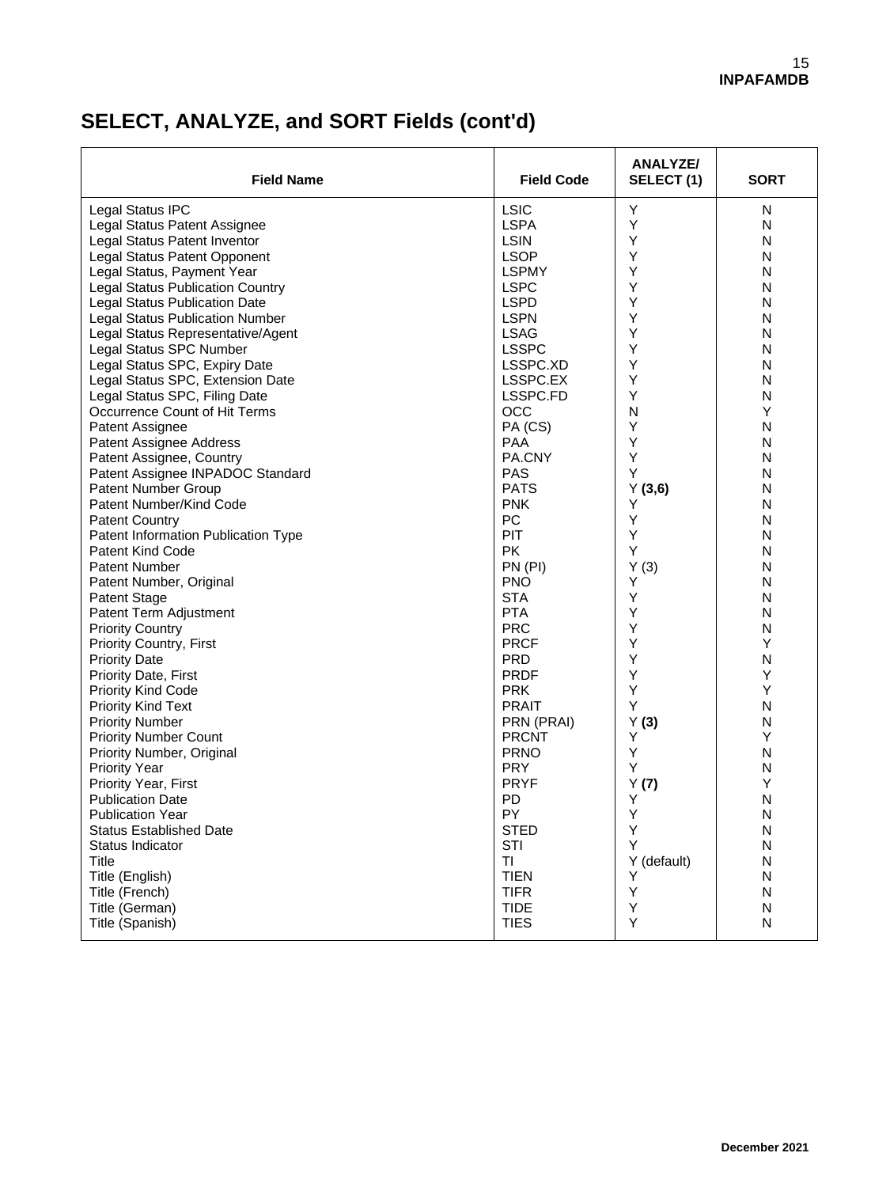## SELECT, ANALYZE, and SORT Fields (cont'd)

| Field Name | Field Code | ANALYZE/ SELECT (1) | SORT |
|---|---|---|---|
| Legal Status IPC | LSIC | Y | N |
| Legal Status Patent Assignee | LSPA | Y | N |
| Legal Status Patent Inventor | LSIN | Y | N |
| Legal Status Patent Opponent | LSOP | Y | N |
| Legal Status, Payment Year | LSPMY | Y | N |
| Legal Status Publication Country | LSPC | Y | N |
| Legal Status Publication Date | LSPD | Y | N |
| Legal Status Publication Number | LSPN | Y | N |
| Legal Status Representative/Agent | LSAG | Y | N |
| Legal Status SPC Number | LSSPC | Y | N |
| Legal Status SPC, Expiry Date | LSSPC.XD | Y | N |
| Legal Status SPC, Extension Date | LSSPC.EX | Y | N |
| Legal Status SPC, Filing Date | LSSPC.FD | Y | N |
| Occurrence Count of Hit Terms | OCC | N | Y |
| Patent Assignee | PA (CS) | Y | N |
| Patent Assignee Address | PAA | Y | N |
| Patent Assignee, Country | PA.CNY | Y | N |
| Patent Assignee INPADOC Standard | PAS | Y | N |
| Patent Number Group | PATS | Y **(3,6)** | N |
| Patent Number/Kind Code | PNK | Y | N |
| Patent Country | PC | Y | N |
| Patent Information Publication Type | PIT | Y | N |
| Patent Kind Code | PK | Y | N |
| Patent Number | PN (PI) | Y (3) | N |
| Patent Number, Original | PNO | Y | N |
| Patent Stage | STA | Y | N |
| Patent Term Adjustment | PTA | Y | N |
| Priority Country | PRC | Y | N |
| Priority Country, First | PRCF | Y | Y |
| Priority Date | PRD | Y | N |
| Priority Date, First | PRDF | Y | Y |
| Priority Kind Code | PRK | Y | Y |
| Priority Kind Text | PRAIT | Y | N |
| Priority Number | PRN (PRAI) | Y **(3)** | N |
| Priority Number Count | PRCNT | Y | Y |
| Priority Number, Original | PRNO | Y | N |
| Priority Year | PRY | Y | N |
| Priority Year, First | PRYF | Y **(7)** | Y |
| Publication Date | PD | Y | N |
| Publication Year | PY | Y | N |
| Status Established Date | STED | Y | N |
| Status Indicator | STI | Y | N |
| Title | TI | Y (default) | N |
| Title (English) | TIEN | Y | N |
| Title (French) | TIFR | Y | N |
| Title (German) | TIDE | Y | N |
| Title (Spanish) | TIES | Y | N |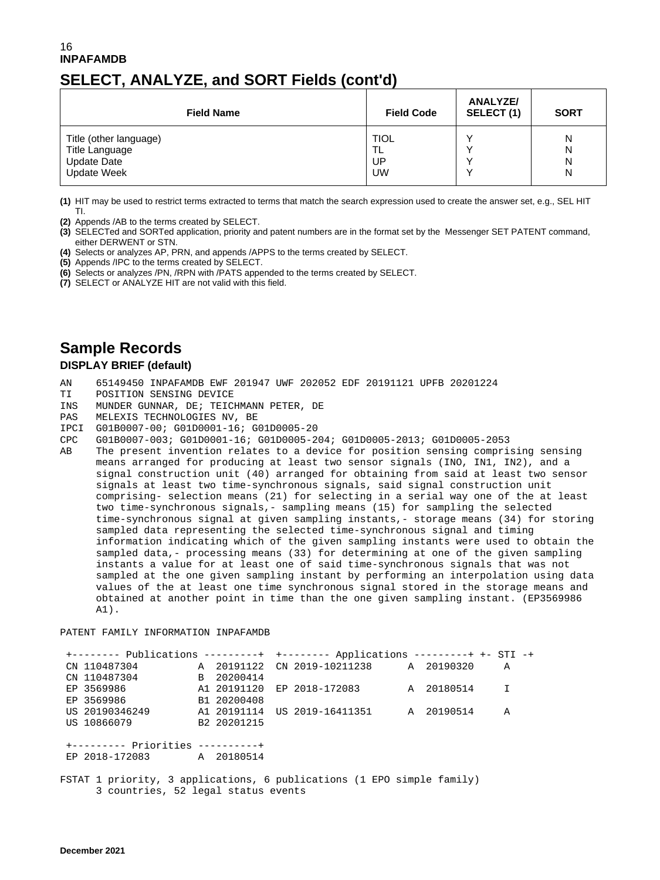## SELECT, ANALYZE, and SORT Fields (cont'd)

| Field Name | Field Code | ANALYZE/ SELECT (1) | SORT |
|---|---|---|---|
| Title (other language) | TIOL | Y | N |
| Title Language | TL | Y | N |
| Update Date | UP | Y | N |
| Update Week | UW | Y | N |

**(1)** HIT may be used to restrict terms extracted to terms that match the search expression used to create the answer set, e.g., SEL HIT TI.
**(2)** Appends /AB to the terms created by SELECT.
**(3)** SELECTed and SORTed application, priority and patent numbers are in the format set by the Messenger SET PATENT command, either DERWENT or STN.
**(4)** Selects or analyzes AP, PRN, and appends /APPS to the terms created by SELECT.
**(5)** Appends /IPC to the terms created by SELECT.
**(6)** Selects or analyzes /PN, /RPN with /PATS appended to the terms created by SELECT.
**(7)** SELECT or ANALYZE HIT are not valid with this field.

## Sample Records

### DISPLAY BRIEF (default)

```
AN     65149450 INPAFAMDB EWF 201947 UWF 202052 EDF 20191121 UPFB 20201224
TI     POSITION SENSING DEVICE
INS    MUNDER GUNNAR, DE; TEICHMANN PETER, DE
PAS    MELEXIS TECHNOLOGIES NV, BE
IPCI   G01B0007-00; G01D0001-16; G01D0005-20
CPC    G01B0007-003; G01D0001-16; G01D0005-204; G01D0005-2013; G01D0005-2053
AB     The present invention relates to a device for position sensing comprising sensing
       means arranged for producing at least two sensor signals (INO, IN1, IN2), and a
       signal construction unit (40) arranged for obtaining from said at least two sensor
       signals at least two time-synchronous signals, said signal construction unit
       comprising- selection means (21) for selecting in a serial way one of the at least
       two time-synchronous signals,- sampling means (15) for sampling the selected
       time-synchronous signal at given sampling instants,- storage means (34) for storing
       sampled data representing the selected time-synchronous signal and timing
       information indicating which of the given sampling instants were used to obtain the
       sampled data,- processing means (33) for determining at one of the given sampling
       instants a value for at least one of said time-synchronous signals that was not
       sampled at the one given sampling instant by performing an interpolation using data
       values of the at least one time synchronous signal stored in the storage means and
       obtained at another point in time than the one given sampling instant. (EP3569986
       A1).

PATENT FAMILY INFORMATION INPAFAMDB

 +-------- Publications ---------+  +-------- Applications ---------+ +- STI -+
 CN 110487304         A  20191122  CN 2019-10211238      A  20190320     A
 CN 110487304         B  20200414
 EP 3569986           A1 20191120  EP 2018-172083        A  20180514     I
 EP 3569986           B1 20200408
 US 20190346249       A1 20191114  US 2019-16411351      A  20190514     A
 US 10866079          B2 20201215

 +--------- Priorities ----------+
 EP 2018-172083       A  20180514

FSTAT 1 priority, 3 applications, 6 publications (1 EPO simple family)
      3 countries, 52 legal status events
```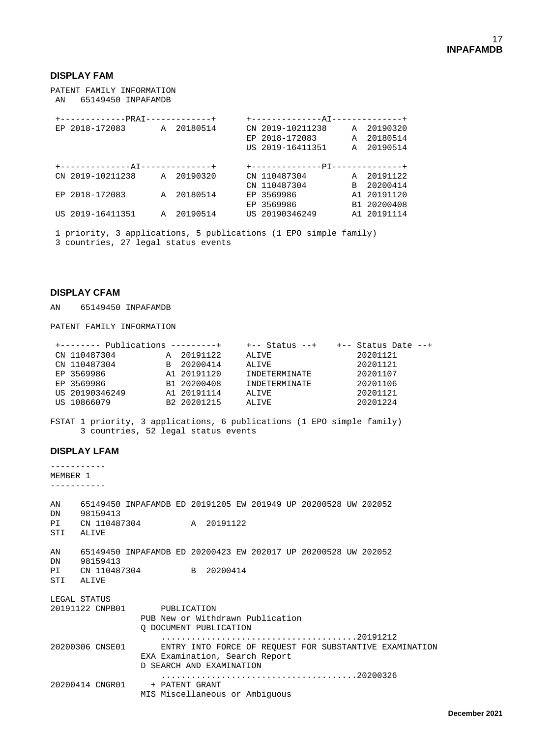### DISPLAY FAM

```
PATENT FAMILY INFORMATION
 AN   65149450 INPAFAMDB

 +-------------PRAI-------------+     +--------------AI--------------+
 EP 2018-172083       A 20180514      CN 2019-10211238     A 20190320
                                      EP 2018-172083       A 20180514
                                      US 2019-16411351     A 20190514

 +--------------AI--------------+     +--------------PI--------------+
 CN 2019-10211238     A 20190320      CN 110487304         A 20191122
                                      CN 110487304         B 20200414
 EP 2018-172083       A 20180514      EP 3569986           A1 20191120
                                      EP 3569986           B1 20200408
 US 2019-16411351     A 20190514      US 20190346249       A1 20191114

 1 priority, 3 applications, 5 publications (1 EPO simple family)
 3 countries, 27 legal status events
```

### DISPLAY CFAM

```
AN    65149450 INPAFAMDB

PATENT FAMILY INFORMATION

 +-------- Publications ---------+     +-- Status --+    +-- Status Date --+
 CN 110487304         A 20191122       ALIVE               20201121
 CN 110487304         B 20200414       ALIVE               20201121
 EP 3569986           A1 20191120      INDETERMINATE       20201107
 EP 3569986           B1 20200408      INDETERMINATE       20201106
 US 20190346249       A1 20191114      ALIVE               20201121
 US 10866079          B2 20201215      ALIVE               20201224

FSTAT 1 priority, 3 applications, 6 publications (1 EPO simple family)
      3 countries, 52 legal status events
```

### DISPLAY LFAM

```
-----------
MEMBER 1
-----------

AN    65149450 INPAFAMDB ED 20191205 EW 201949 UP 20200528 UW 202052
DN    98159413
PI    CN 110487304          A  20191122
STI   ALIVE

AN    65149450 INPAFAMDB ED 20200423 EW 202017 UP 20200528 UW 202052
DN    98159413
PI    CN 110487304          B  20200414
STI   ALIVE

LEGAL STATUS
20191122 CNPB01       PUBLICATION
                 PUB New or Withdrawn Publication
                 Q DOCUMENT PUBLICATION
                     .....................................20191212
20200306 CNSE01       ENTRY INTO FORCE OF REQUEST FOR SUBSTANTIVE EXAMINATION
                 EXA Examination, Search Report
                 D SEARCH AND EXAMINATION
                     .....................................20200326
20200414 CNGR01     + PATENT GRANT
                 MIS Miscellaneous or Ambiguous
```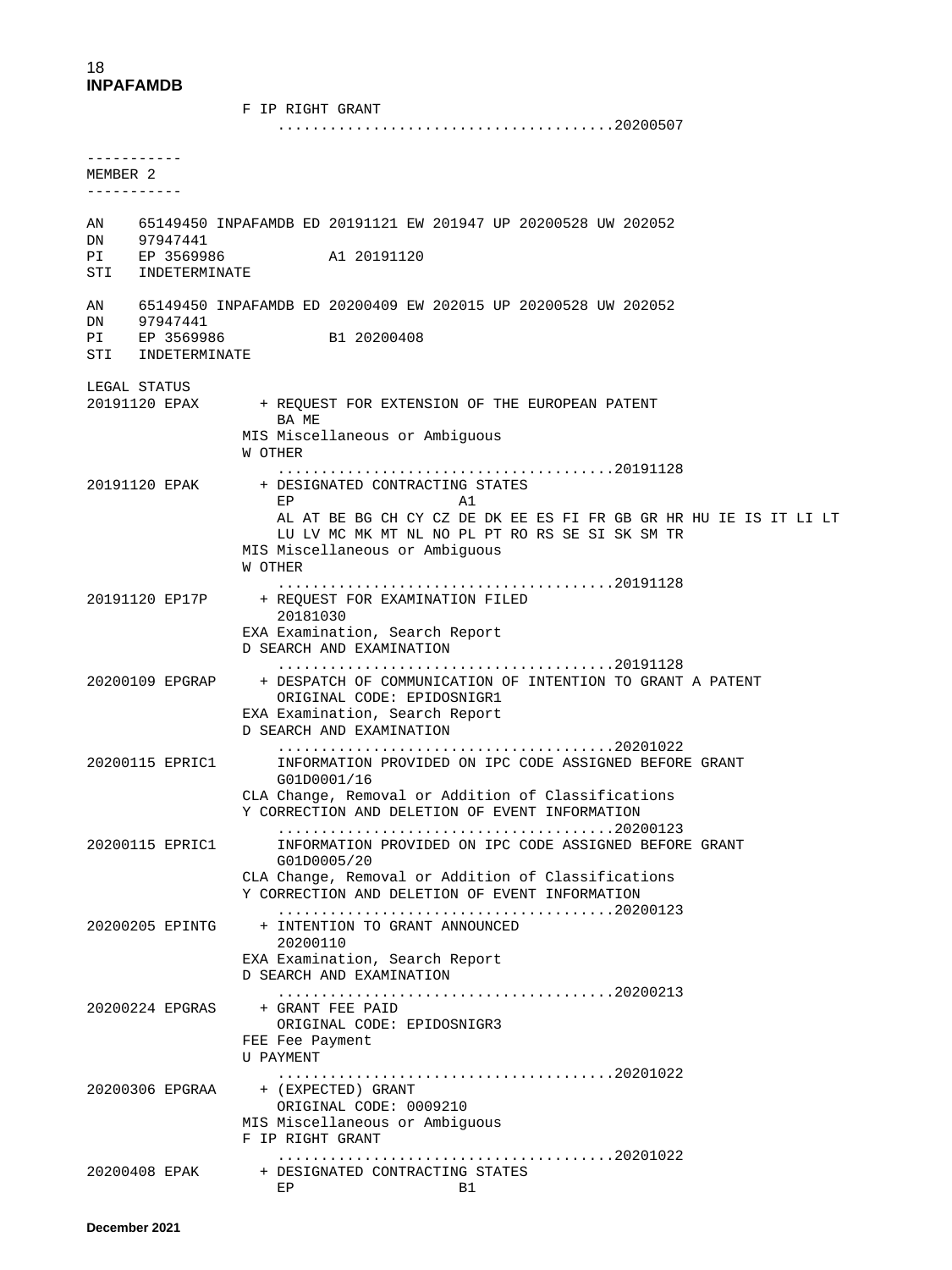```
                F IP RIGHT GRANT
                    .....................................20200507

-----------
MEMBER 2
-----------

AN    65149450 INPAFAMDB ED 20191121 EW 201947 UP 20200528 UW 202052
DN    97947441
PI    EP 3569986           A1 20191120
STI   INDETERMINATE

AN    65149450 INPAFAMDB ED 20200409 EW 202015 UP 20200528 UW 202052
DN    97947441
PI    EP 3569986           B1 20200408
STI   INDETERMINATE

LEGAL STATUS
20191120 EPAX       + REQUEST FOR EXTENSION OF THE EUROPEAN PATENT
                      BA ME
                  MIS Miscellaneous or Ambiguous
                  W OTHER
                    .....................................20191128
20191120 EPAK       + DESIGNATED CONTRACTING STATES
                      EP                  A1
                      AL AT BE BG CH CY CZ DE DK EE ES FI FR GB GR HR HU IE IS IT LI LT
                      LU LV MC MK MT NL NO PL PT RO RS SE SI SK SM TR
                  MIS Miscellaneous or Ambiguous
                  W OTHER
                    .....................................20191128
20191120 EP17P      + REQUEST FOR EXAMINATION FILED
                      20181030
                  EXA Examination, Search Report
                  D SEARCH AND EXAMINATION
                    .....................................20191128
20200109 EPGRAP     + DESPATCH OF COMMUNICATION OF INTENTION TO GRANT A PATENT
                      ORIGINAL CODE: EPIDOSNIGR1
                  EXA Examination, Search Report
                  D SEARCH AND EXAMINATION
                    .....................................20201022
20200115 EPRIC1       INFORMATION PROVIDED ON IPC CODE ASSIGNED BEFORE GRANT
                      G01D0001/16
                  CLA Change, Removal or Addition of Classifications
                  Y CORRECTION AND DELETION OF EVENT INFORMATION
                    .....................................20200123
20200115 EPRIC1       INFORMATION PROVIDED ON IPC CODE ASSIGNED BEFORE GRANT
                      G01D0005/20
                  CLA Change, Removal or Addition of Classifications
                  Y CORRECTION AND DELETION OF EVENT INFORMATION
                    .....................................20200123
20200205 EPINTG     + INTENTION TO GRANT ANNOUNCED
                      20200110
                  EXA Examination, Search Report
                  D SEARCH AND EXAMINATION
                    .....................................20200213
20200224 EPGRAS     + GRANT FEE PAID
                      ORIGINAL CODE: EPIDOSNIGR3
                  FEE Fee Payment
                  U PAYMENT
                    .....................................20201022
20200306 EPGRAA     + (EXPECTED) GRANT
                      ORIGINAL CODE: 0009210
                  MIS Miscellaneous or Ambiguous
                  F IP RIGHT GRANT
                    .....................................20201022
20200408 EPAK       + DESIGNATED CONTRACTING STATES
                      EP                  B1
```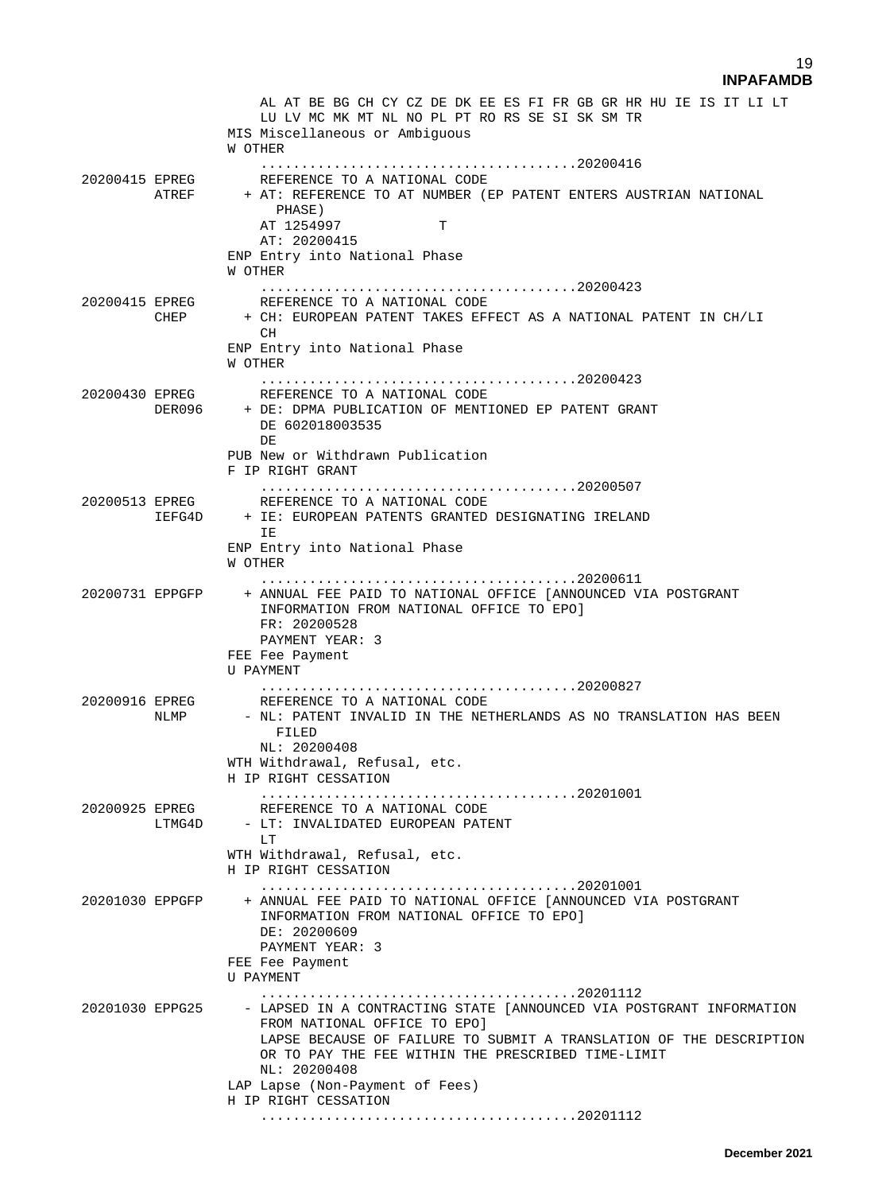```
                AL AT BE BG CH CY CZ DE DK EE ES FI FR GB GR HR HU IE IS IT LI LT
                LU LV MC MK MT NL NO PL PT RO RS SE SI SK SM TR
            MIS Miscellaneous or Ambiguous
            W OTHER
                .....................................20200416
20200415 EPREG      REFERENCE TO A NATIONAL CODE
         ATREF    + AT: REFERENCE TO AT NUMBER (EP PATENT ENTERS AUSTRIAN NATIONAL
                      PHASE)
                    AT 1254997          T
                    AT: 20200415
            ENP Entry into National Phase
            W OTHER
                .....................................20200423
20200415 EPREG      REFERENCE TO A NATIONAL CODE
         CHEP     + CH: EUROPEAN PATENT TAKES EFFECT AS A NATIONAL PATENT IN CH/LI
                    CH
            ENP Entry into National Phase
            W OTHER
                .....................................20200423
20200430 EPREG      REFERENCE TO A NATIONAL CODE
         DER096   + DE: DPMA PUBLICATION OF MENTIONED EP PATENT GRANT
                    DE 602018003535
                    DE
            PUB New or Withdrawn Publication
            F IP RIGHT GRANT
                .....................................20200507
20200513 EPREG      REFERENCE TO A NATIONAL CODE
         IEFG4D   + IE: EUROPEAN PATENTS GRANTED DESIGNATING IRELAND
                    IE
            ENP Entry into National Phase
            W OTHER
                .....................................20200611
20200731 EPPGFP   + ANNUAL FEE PAID TO NATIONAL OFFICE [ANNOUNCED VIA POSTGRANT
                    INFORMATION FROM NATIONAL OFFICE TO EPO]
                    FR: 20200528
                    PAYMENT YEAR: 3
            FEE Fee Payment
            U PAYMENT
                .....................................20200827
20200916 EPREG      REFERENCE TO A NATIONAL CODE
         NLMP     - NL: PATENT INVALID IN THE NETHERLANDS AS NO TRANSLATION HAS BEEN
                      FILED
                    NL: 20200408
            WTH Withdrawal, Refusal, etc.
            H IP RIGHT CESSATION
                .....................................20201001
20200925 EPREG      REFERENCE TO A NATIONAL CODE
         LTMG4D   - LT: INVALIDATED EUROPEAN PATENT
                    LT
            WTH Withdrawal, Refusal, etc.
            H IP RIGHT CESSATION
                .....................................20201001
20201030 EPPGFP   + ANNUAL FEE PAID TO NATIONAL OFFICE [ANNOUNCED VIA POSTGRANT
                    INFORMATION FROM NATIONAL OFFICE TO EPO]
                    DE: 20200609
                    PAYMENT YEAR: 3
            FEE Fee Payment
            U PAYMENT
                .....................................20201112
20201030 EPPG25   - LAPSED IN A CONTRACTING STATE [ANNOUNCED VIA POSTGRANT INFORMATION
                    FROM NATIONAL OFFICE TO EPO]
                    LAPSE BECAUSE OF FAILURE TO SUBMIT A TRANSLATION OF THE DESCRIPTION
                    OR TO PAY THE FEE WITHIN THE PRESCRIBED TIME-LIMIT
                    NL: 20200408
            LAP Lapse (Non-Payment of Fees)
            H IP RIGHT CESSATION
                .....................................20201112
```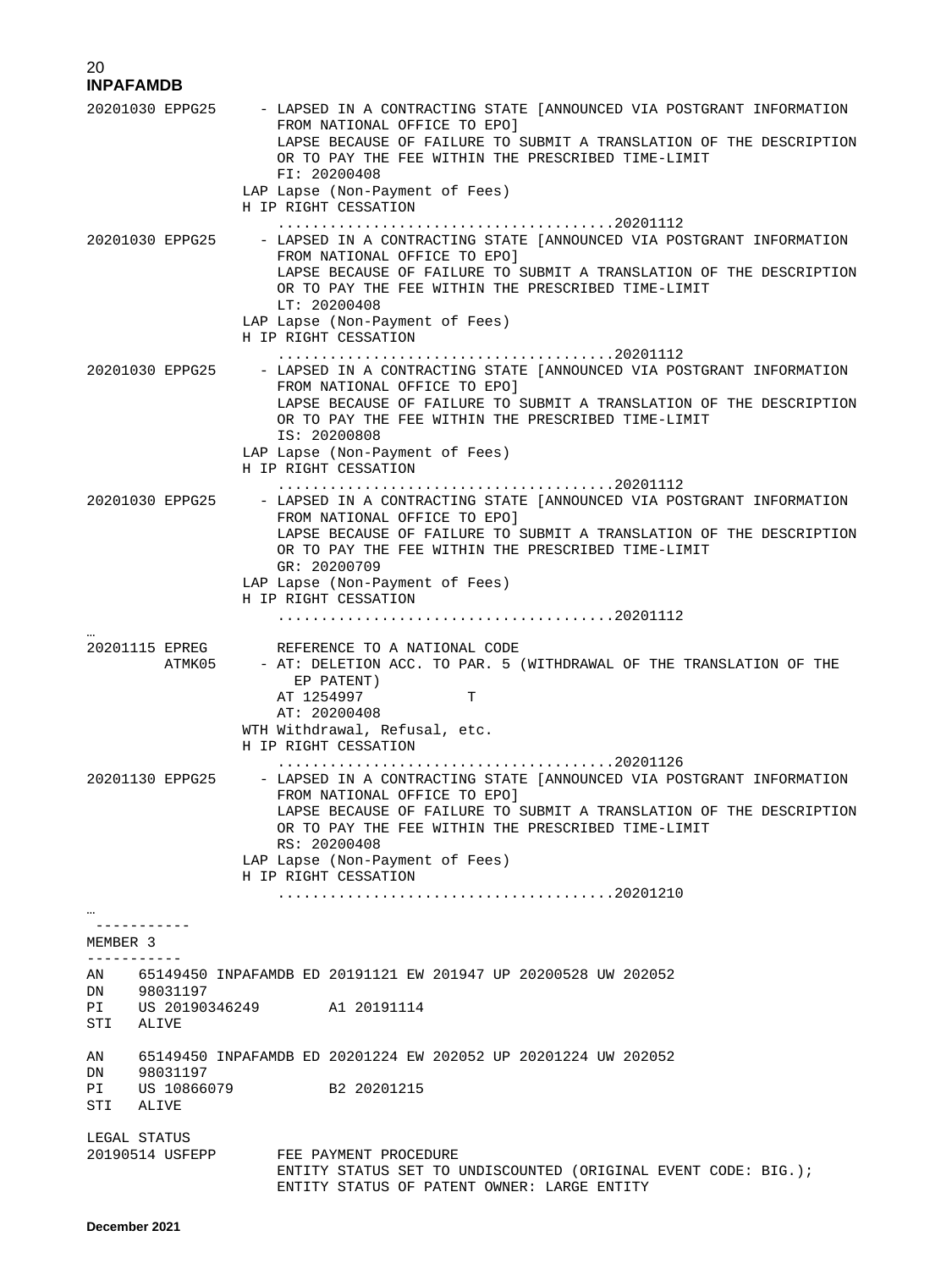**INPAFAMDB**

```
20201030 EPPG25     - LAPSED IN A CONTRACTING STATE [ANNOUNCED VIA POSTGRANT INFORMATION
                      FROM NATIONAL OFFICE TO EPO]
                      LAPSE BECAUSE OF FAILURE TO SUBMIT A TRANSLATION OF THE DESCRIPTION
                      OR TO PAY THE FEE WITHIN THE PRESCRIBED TIME-LIMIT
                      FI: 20200408
                  LAP Lapse (Non-Payment of Fees)
                  H IP RIGHT CESSATION
                      ......................................20201112
20201030 EPPG25     - LAPSED IN A CONTRACTING STATE [ANNOUNCED VIA POSTGRANT INFORMATION
                      FROM NATIONAL OFFICE TO EPO]
                      LAPSE BECAUSE OF FAILURE TO SUBMIT A TRANSLATION OF THE DESCRIPTION
                      OR TO PAY THE FEE WITHIN THE PRESCRIBED TIME-LIMIT
                      LT: 20200408
                  LAP Lapse (Non-Payment of Fees)
                  H IP RIGHT CESSATION
                      ......................................20201112
20201030 EPPG25     - LAPSED IN A CONTRACTING STATE [ANNOUNCED VIA POSTGRANT INFORMATION
                      FROM NATIONAL OFFICE TO EPO]
                      LAPSE BECAUSE OF FAILURE TO SUBMIT A TRANSLATION OF THE DESCRIPTION
                      OR TO PAY THE FEE WITHIN THE PRESCRIBED TIME-LIMIT
                      IS: 20200808
                  LAP Lapse (Non-Payment of Fees)
                  H IP RIGHT CESSATION
                      ......................................20201112
20201030 EPPG25     - LAPSED IN A CONTRACTING STATE [ANNOUNCED VIA POSTGRANT INFORMATION
                      FROM NATIONAL OFFICE TO EPO]
                      LAPSE BECAUSE OF FAILURE TO SUBMIT A TRANSLATION OF THE DESCRIPTION
                      OR TO PAY THE FEE WITHIN THE PRESCRIBED TIME-LIMIT
                      GR: 20200709
                  LAP Lapse (Non-Payment of Fees)
                  H IP RIGHT CESSATION
                      ......................................20201112
…
20201115 EPREG        REFERENCE TO A NATIONAL CODE
         ATMK05     - AT: DELETION ACC. TO PAR. 5 (WITHDRAWAL OF THE TRANSLATION OF THE
                        EP PATENT)
                      AT 1254997            T
                      AT: 20200408
                  WTH Withdrawal, Refusal, etc.
                  H IP RIGHT CESSATION
                      ......................................20201126
20201130 EPPG25     - LAPSED IN A CONTRACTING STATE [ANNOUNCED VIA POSTGRANT INFORMATION
                      FROM NATIONAL OFFICE TO EPO]
                      LAPSE BECAUSE OF FAILURE TO SUBMIT A TRANSLATION OF THE DESCRIPTION
                      OR TO PAY THE FEE WITHIN THE PRESCRIBED TIME-LIMIT
                      RS: 20200408
                  LAP Lapse (Non-Payment of Fees)
                  H IP RIGHT CESSATION
                      ......................................20201210
…
 -----------
MEMBER 3
-----------
AN    65149450 INPAFAMDB ED 20191121 EW 201947 UP 20200528 UW 202052
DN    98031197
PI    US 20190346249        A1 20191114
STI   ALIVE

AN    65149450 INPAFAMDB ED 20201224 EW 202052 UP 20201224 UW 202052
DN    98031197
PI    US 10866079           B2 20201215
STI   ALIVE

LEGAL STATUS
20190514 USFEPP       FEE PAYMENT PROCEDURE
                      ENTITY STATUS SET TO UNDISCOUNTED (ORIGINAL EVENT CODE: BIG.);
                      ENTITY STATUS OF PATENT OWNER: LARGE ENTITY
```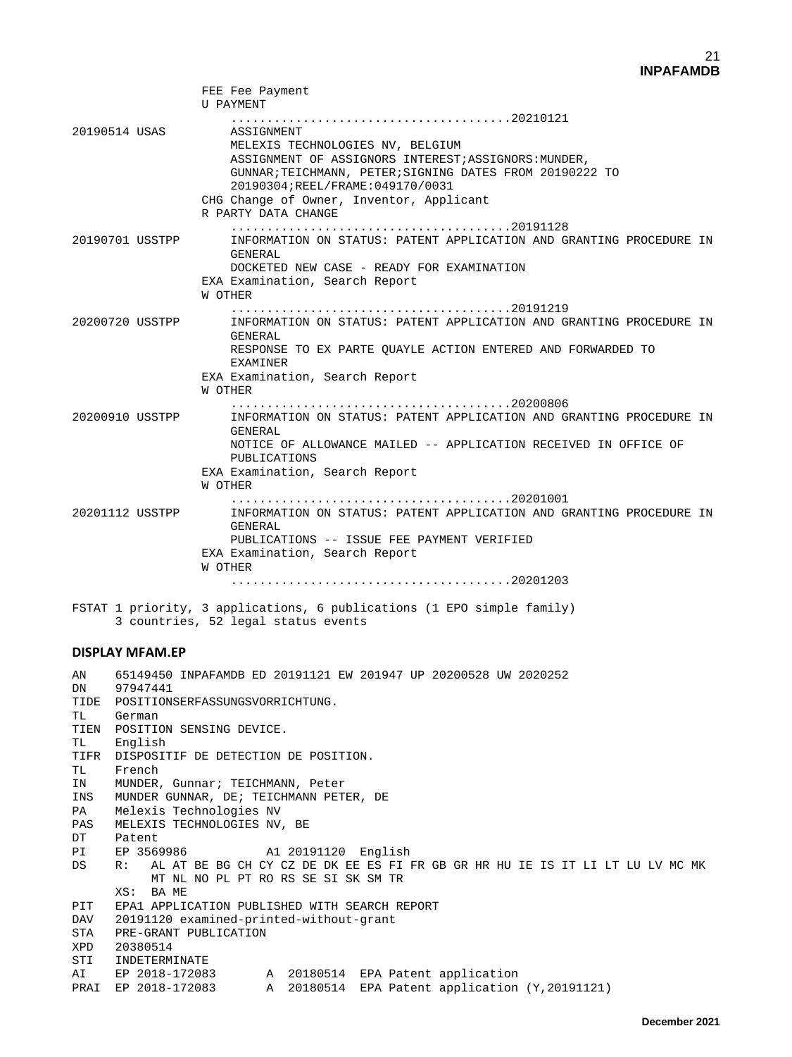```
                  FEE Fee Payment
                  U PAYMENT
                      .....................................20210121
20190514 USAS         ASSIGNMENT
                      MELEXIS TECHNOLOGIES NV, BELGIUM
                      ASSIGNMENT OF ASSIGNORS INTEREST;ASSIGNORS:MUNDER,
                      GUNNAR;TEICHMANN, PETER;SIGNING DATES FROM 20190222 TO
                      20190304;REEL/FRAME:049170/0031
                  CHG Change of Owner, Inventor, Applicant
                  R PARTY DATA CHANGE
                      .....................................20191128
20190701 USSTPP       INFORMATION ON STATUS: PATENT APPLICATION AND GRANTING PROCEDURE IN
                      GENERAL
                      DOCKETED NEW CASE - READY FOR EXAMINATION
                  EXA Examination, Search Report
                  W OTHER
                      .....................................20191219
20200720 USSTPP       INFORMATION ON STATUS: PATENT APPLICATION AND GRANTING PROCEDURE IN
                      GENERAL
                      RESPONSE TO EX PARTE QUAYLE ACTION ENTERED AND FORWARDED TO
                      EXAMINER
                  EXA Examination, Search Report
                  W OTHER
                      .....................................20200806
20200910 USSTPP       INFORMATION ON STATUS: PATENT APPLICATION AND GRANTING PROCEDURE IN
                      GENERAL
                      NOTICE OF ALLOWANCE MAILED -- APPLICATION RECEIVED IN OFFICE OF
                      PUBLICATIONS
                  EXA Examination, Search Report
                  W OTHER
                      .....................................20201001
20201112 USSTPP       INFORMATION ON STATUS: PATENT APPLICATION AND GRANTING PROCEDURE IN
                      GENERAL
                      PUBLICATIONS -- ISSUE FEE PAYMENT VERIFIED
                  EXA Examination, Search Report
                  W OTHER
                      .....................................20201203

FSTAT 1 priority, 3 applications, 6 publications (1 EPO simple family)
      3 countries, 52 legal status events
```

**DISPLAY MFAM.EP**

```
AN     65149450 INPAFAMDB ED 20191121 EW 201947 UP 20200528 UW 2020252
DN     97947441
TIDE   POSITIONSERFASSUNGSVORRICHTUNG.
TL     German
TIEN   POSITION SENSING DEVICE.
TL     English
TIFR   DISPOSITIF DE DETECTION DE POSITION.
TL     French
IN     MUNDER, Gunnar; TEICHMANN, Peter
INS    MUNDER GUNNAR, DE; TEICHMANN PETER, DE
PA     Melexis Technologies NV
PAS    MELEXIS TECHNOLOGIES NV, BE
DT     Patent
PI     EP 3569986          A1 20191120  English
DS     R:   AL AT BE BG CH CY CZ DE DK EE ES FI FR GB GR HR HU IE IS IT LI LT LU LV MC MK
            MT NL NO PL PT RO RS SE SI SK SM TR
       XS:  BA ME
PIT    EPA1 APPLICATION PUBLISHED WITH SEARCH REPORT
DAV    20191120 examined-printed-without-grant
STA    PRE-GRANT PUBLICATION
XPD    20380514
STI    INDETERMINATE
AI     EP 2018-172083       A  20180514  EPA Patent application
PRAI   EP 2018-172083       A  20180514  EPA Patent application (Y,20191121)
```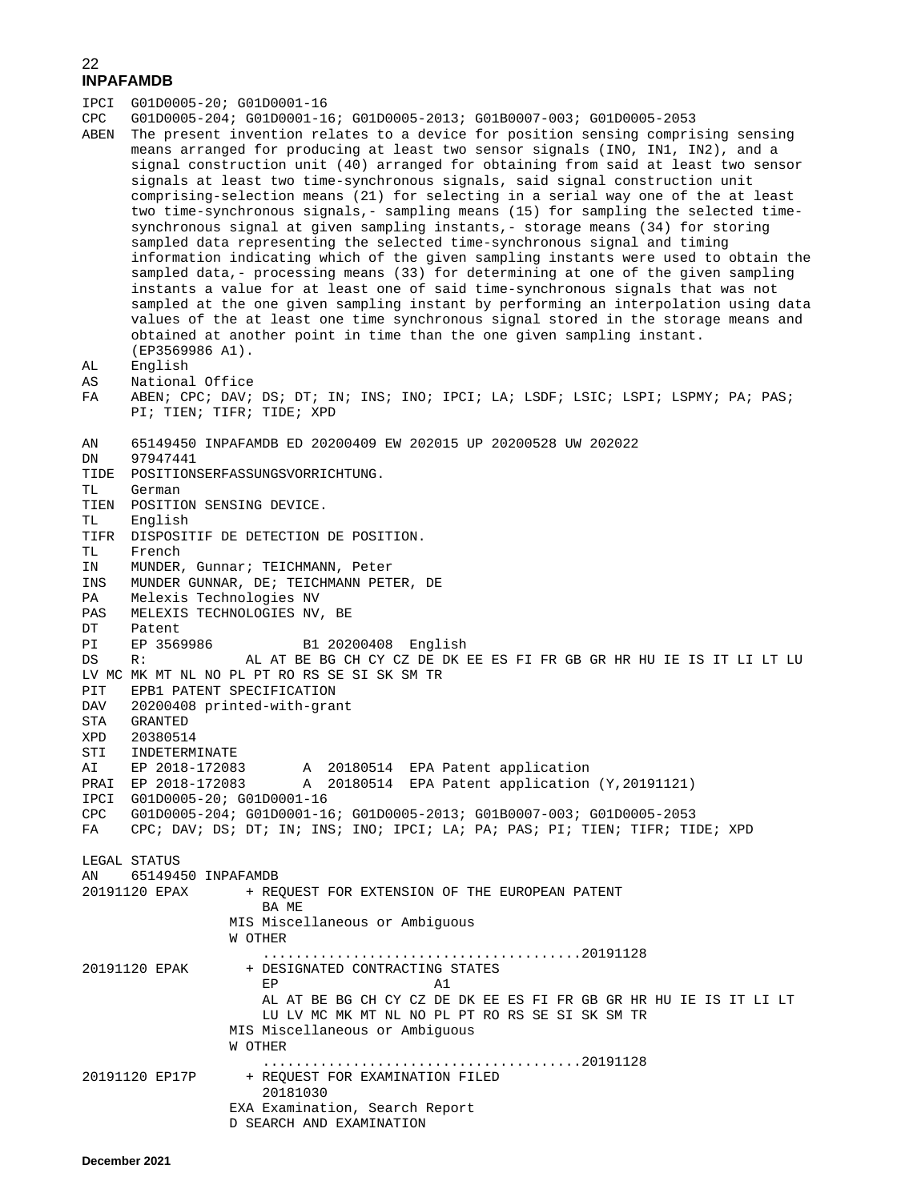**INPAFAMDB**

```
IPCI  G01D0005-20; G01D0001-16
CPC   G01D0005-204; G01D0001-16; G01D0005-2013; G01B0007-003; G01D0005-2053
ABEN  The present invention relates to a device for position sensing comprising sensing
      means arranged for producing at least two sensor signals (INO, IN1, IN2), and a
      signal construction unit (40) arranged for obtaining from said at least two sensor
      signals at least two time-synchronous signals, said signal construction unit
      comprising-selection means (21) for selecting in a serial way one of the at least
      two time-synchronous signals,- sampling means (15) for sampling the selected time-
      synchronous signal at given sampling instants,- storage means (34) for storing
      sampled data representing the selected time-synchronous signal and timing
      information indicating which of the given sampling instants were used to obtain the
      sampled data,- processing means (33) for determining at one of the given sampling
      instants a value for at least one of said time-synchronous signals that was not
      sampled at the one given sampling instant by performing an interpolation using data
      values of the at least one time synchronous signal stored in the storage means and
      obtained at another point in time than the one given sampling instant.
      (EP3569986 A1).
AL    English
AS    National Office
FA    ABEN; CPC; DAV; DS; DT; IN; INS; INO; IPCI; LA; LSDF; LSIC; LSPI; LSPMY; PA; PAS;
      PI; TIEN; TIFR; TIDE; XPD

AN    65149450 INPAFAMDB ED 20200409 EW 202015 UP 20200528 UW 202022
DN    97947441
TIDE  POSITIONSERFASSUNGSVORRICHTUNG.
TL    German
TIEN  POSITION SENSING DEVICE.
TL    English
TIFR  DISPOSITIF DE DETECTION DE POSITION.
TL    French
IN    MUNDER, Gunnar; TEICHMANN, Peter
INS   MUNDER GUNNAR, DE; TEICHMANN PETER, DE
PA    Melexis Technologies NV
PAS   MELEXIS TECHNOLOGIES NV, BE
DT    Patent
PI    EP 3569986           B1 20200408  English
DS    R:            AL AT BE BG CH CY CZ DE DK EE ES FI FR GB GR HR HU IE IS IT LI LT LU
LV MC MK MT NL NO PL PT RO RS SE SI SK SM TR
PIT   EPB1 PATENT SPECIFICATION
DAV   20200408 printed-with-grant
STA   GRANTED
XPD   20380514
STI   INDETERMINATE
AI    EP 2018-172083       A  20180514  EPA Patent application
PRAI  EP 2018-172083       A  20180514  EPA Patent application (Y,20191121)
IPCI  G01D0005-20; G01D0001-16
CPC   G01D0005-204; G01D0001-16; G01D0005-2013; G01B0007-003; G01D0005-2053
FA    CPC; DAV; DS; DT; IN; INS; INO; IPCI; LA; PA; PAS; PI; TIEN; TIFR; TIDE; XPD

LEGAL STATUS
AN    65149450 INPAFAMDB
20191120 EPAX       + REQUEST FOR EXTENSION OF THE EUROPEAN PATENT
                      BA ME
                  MIS Miscellaneous or Ambiguous
                  W OTHER
                      ......................................20191128
20191120 EPAK       + DESIGNATED CONTRACTING STATES
                      EP                    A1
                      AL AT BE BG CH CY CZ DE DK EE ES FI FR GB GR HR HU IE IS IT LI LT
                      LU LV MC MK MT NL NO PL PT RO RS SE SI SK SM TR
                  MIS Miscellaneous or Ambiguous
                  W OTHER
                      ......................................20191128
20191120 EP17P      + REQUEST FOR EXAMINATION FILED
                      20181030
                  EXA Examination, Search Report
                  D SEARCH AND EXAMINATION
```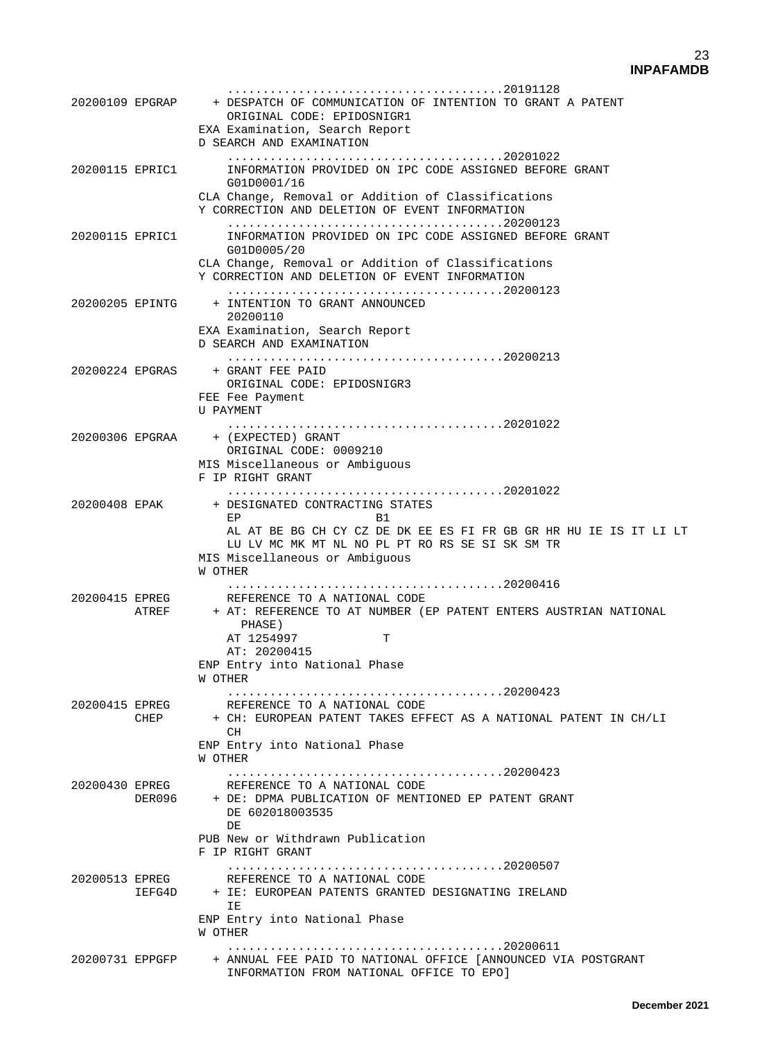```
                    ......................................20191128
20200109 EPGRAP    + DESPATCH OF COMMUNICATION OF INTENTION TO GRANT A PATENT
                     ORIGINAL CODE: EPIDOSNIGR1
                   EXA Examination, Search Report
                   D SEARCH AND EXAMINATION
                    ......................................20201022
20200115 EPRIC1      INFORMATION PROVIDED ON IPC CODE ASSIGNED BEFORE GRANT
                     G01D0001/16
                   CLA Change, Removal or Addition of Classifications
                   Y CORRECTION AND DELETION OF EVENT INFORMATION
                    ......................................20200123
20200115 EPRIC1      INFORMATION PROVIDED ON IPC CODE ASSIGNED BEFORE GRANT
                     G01D0005/20
                   CLA Change, Removal or Addition of Classifications
                   Y CORRECTION AND DELETION OF EVENT INFORMATION
                    ......................................20200123
20200205 EPINTG    + INTENTION TO GRANT ANNOUNCED
                     20200110
                   EXA Examination, Search Report
                   D SEARCH AND EXAMINATION
                    ......................................20200213
20200224 EPGRAS    + GRANT FEE PAID
                     ORIGINAL CODE: EPIDOSNIGR3
                   FEE Fee Payment
                   U PAYMENT
                    ......................................20201022
20200306 EPGRAA    + (EXPECTED) GRANT
                     ORIGINAL CODE: 0009210
                   MIS Miscellaneous or Ambiguous
                   F IP RIGHT GRANT
                    ......................................20201022
20200408 EPAK      + DESIGNATED CONTRACTING STATES
                     EP                   B1
                     AL AT BE BG CH CY CZ DE DK EE ES FI FR GB GR HR HU IE IS IT LI LT
                     LU LV MC MK MT NL NO PL PT RO RS SE SI SK SM TR
                   MIS Miscellaneous or Ambiguous
                   W OTHER
                    ......................................20200416
20200415 EPREG       REFERENCE TO A NATIONAL CODE
         ATREF     + AT: REFERENCE TO AT NUMBER (EP PATENT ENTERS AUSTRIAN NATIONAL
                       PHASE)
                     AT 1254997           T
                     AT: 20200415
                   ENP Entry into National Phase
                   W OTHER
                    ......................................20200423
20200415 EPREG       REFERENCE TO A NATIONAL CODE
         CHEP      + CH: EUROPEAN PATENT TAKES EFFECT AS A NATIONAL PATENT IN CH/LI
                     CH
                   ENP Entry into National Phase
                   W OTHER
                    ......................................20200423
20200430 EPREG       REFERENCE TO A NATIONAL CODE
         DER096    + DE: DPMA PUBLICATION OF MENTIONED EP PATENT GRANT
                     DE 602018003535
                     DE
                   PUB New or Withdrawn Publication
                   F IP RIGHT GRANT
                    ......................................20200507
20200513 EPREG       REFERENCE TO A NATIONAL CODE
         IEFG4D    + IE: EUROPEAN PATENTS GRANTED DESIGNATING IRELAND
                     IE
                   ENP Entry into National Phase
                   W OTHER
                    ......................................20200611
20200731 EPPGFP    + ANNUAL FEE PAID TO NATIONAL OFFICE [ANNOUNCED VIA POSTGRANT
                     INFORMATION FROM NATIONAL OFFICE TO EPO]
```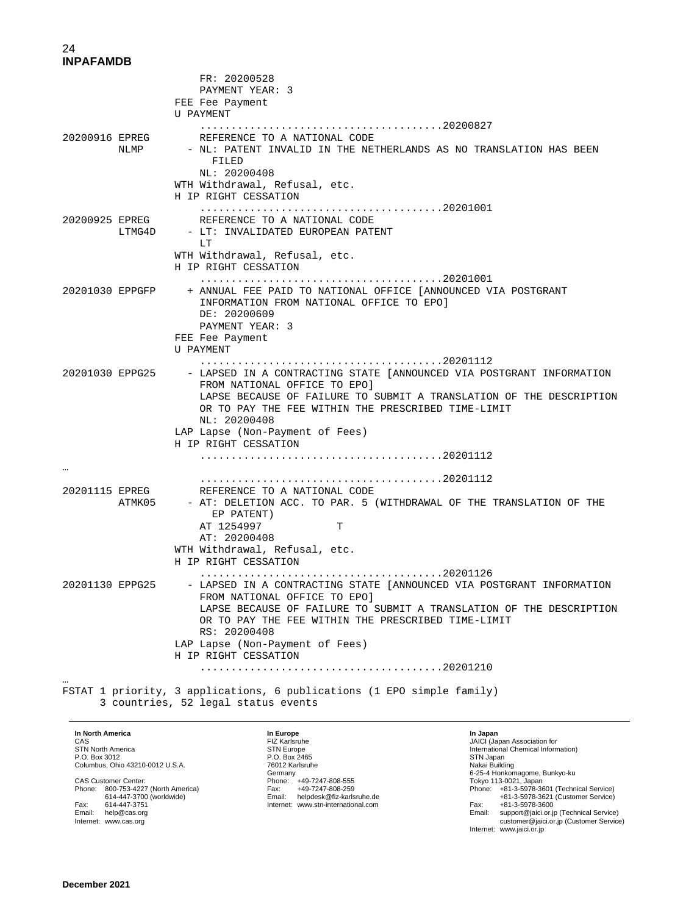```
                   FR: 20200528
                   PAYMENT YEAR: 3
               FEE Fee Payment
               U PAYMENT
                   ......................................20200827
20200916 EPREG     REFERENCE TO A NATIONAL CODE
         NLMP    - NL: PATENT INVALID IN THE NETHERLANDS AS NO TRANSLATION HAS BEEN
                     FILED
                   NL: 20200408
               WTH Withdrawal, Refusal, etc.
               H IP RIGHT CESSATION
                   ......................................20201001
20200925 EPREG     REFERENCE TO A NATIONAL CODE
         LTMG4D  - LT: INVALIDATED EUROPEAN PATENT
                   LT
               WTH Withdrawal, Refusal, etc.
               H IP RIGHT CESSATION
                   ......................................20201001
20201030 EPPGFP  + ANNUAL FEE PAID TO NATIONAL OFFICE [ANNOUNCED VIA POSTGRANT
                   INFORMATION FROM NATIONAL OFFICE TO EPO]
                   DE: 20200609
                   PAYMENT YEAR: 3
               FEE Fee Payment
               U PAYMENT
                   ......................................20201112
20201030 EPPG25  - LAPSED IN A CONTRACTING STATE [ANNOUNCED VIA POSTGRANT INFORMATION
                   FROM NATIONAL OFFICE TO EPO]
                   LAPSE BECAUSE OF FAILURE TO SUBMIT A TRANSLATION OF THE DESCRIPTION
                   OR TO PAY THE FEE WITHIN THE PRESCRIBED TIME-LIMIT
                   NL: 20200408
               LAP Lapse (Non-Payment of Fees)
               H IP RIGHT CESSATION
                   ......................................20201112
…
                   ......................................20201112
20201115 EPREG     REFERENCE TO A NATIONAL CODE
         ATMK05  - AT: DELETION ACC. TO PAR. 5 (WITHDRAWAL OF THE TRANSLATION OF THE
                     EP PATENT)
                   AT 1254997            T
                   AT: 20200408
               WTH Withdrawal, Refusal, etc.
               H IP RIGHT CESSATION
                   ......................................20201126
20201130 EPPG25  - LAPSED IN A CONTRACTING STATE [ANNOUNCED VIA POSTGRANT INFORMATION
                   FROM NATIONAL OFFICE TO EPO]
                   LAPSE BECAUSE OF FAILURE TO SUBMIT A TRANSLATION OF THE DESCRIPTION
                   OR TO PAY THE FEE WITHIN THE PRESCRIBED TIME-LIMIT
                   RS: 20200408
               LAP Lapse (Non-Payment of Fees)
               H IP RIGHT CESSATION
                   ......................................20201210
…
FSTAT 1 priority, 3 applications, 6 publications (1 EPO simple family)
      3 countries, 52 legal status events
```

---

**In North America**
CAS
STN North America
P.O. Box 3012
Columbus, Ohio 43210-0012 U.S.A.

CAS Customer Center:
Phone: 800-753-4227 (North America)
614-447-3700 (worldwide)
Fax: 614-447-3751
Email: help@cas.org
Internet: www.cas.org

**In Europe**
FIZ Karlsruhe
STN Europe
P.O. Box 2465
76012 Karlsruhe
Germany
Phone: +49-7247-808-555
Fax: +49-7247-808-259
Email: helpdesk@fiz-karlsruhe.de
Internet: www.stn-international.com

**In Japan**
JAICI (Japan Association for International Chemical Information)
STN Japan
Nakai Building
6-25-4 Honkomagome, Bunkyo-ku
Tokyo 113-0021, Japan
Phone: +81-3-5978-3601 (Technical Service)
+81-3-5978-3621 (Customer Service)
Fax: +81-3-5978-3600
Email: support@jaici.or.jp (Technical Service)
customer@jaici.or.jp (Customer Service)
Internet: www.jaici.or.jp

**December 2021**